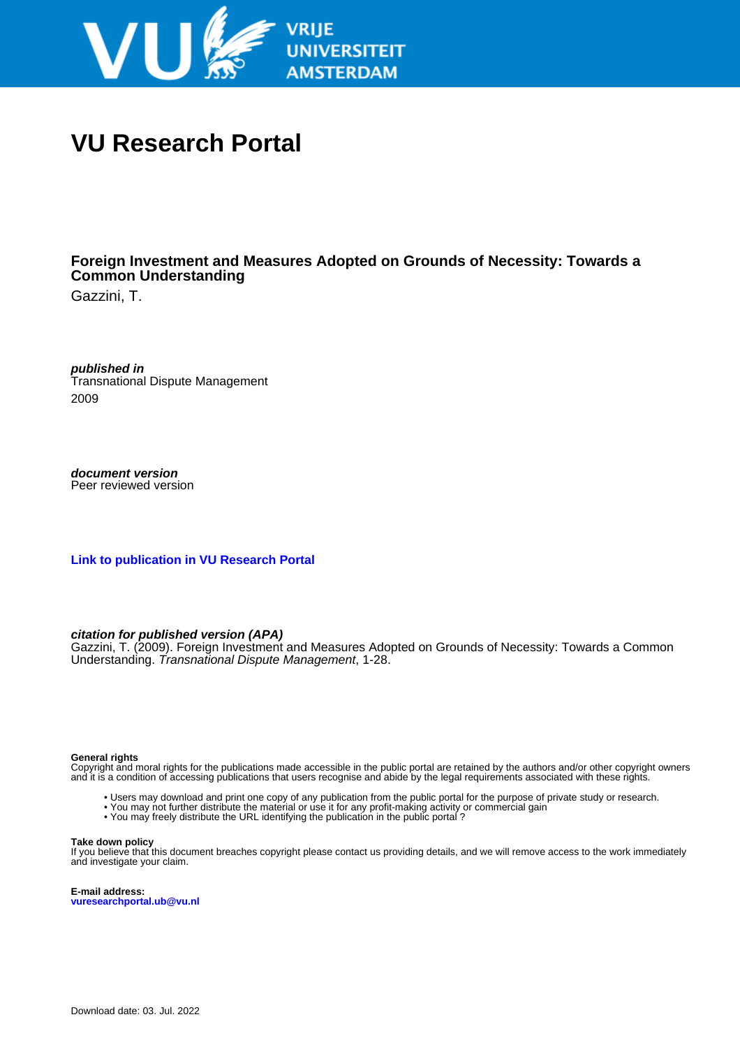# VU Research Portal

**Foreign Investment and Measures Adopted on Grounds of Necessity: Towards a Common Understanding**

Gazzini, T.

***published in***
Transnational Dispute Management
2009

***document version***
Peer reviewed version

**Link to publication in VU Research Portal**

***citation for published version (APA)***
Gazzini, T. (2009). Foreign Investment and Measures Adopted on Grounds of Necessity: Towards a Common Understanding. *Transnational Dispute Management*, 1-28.

**General rights**
Copyright and moral rights for the publications made accessible in the public portal are retained by the authors and/or other copyright owners and it is a condition of accessing publications that users recognise and abide by the legal requirements associated with these rights.

- Users may download and print one copy of any publication from the public portal for the purpose of private study or research.
- You may not further distribute the material or use it for any profit-making activity or commercial gain
- You may freely distribute the URL identifying the publication in the public portal ?

**Take down policy**
If you believe that this document breaches copyright please contact us providing details, and we will remove access to the work immediately and investigate your claim.

**E-mail address:**
**vuresearchportal.ub@vu.nl**

Download date: 03. Jul. 2022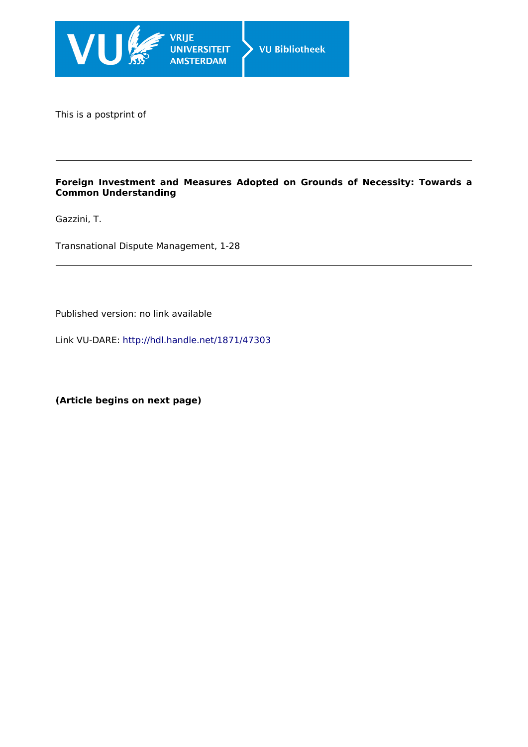This is a postprint of

---

**Foreign Investment and Measures Adopted on Grounds of Necessity: Towards a Common Understanding**

Gazzini, T.

Transnational Dispute Management, 1-28

---

Published version: no link available

Link VU-DARE: http://hdl.handle.net/1871/47303

**(Article begins on next page)**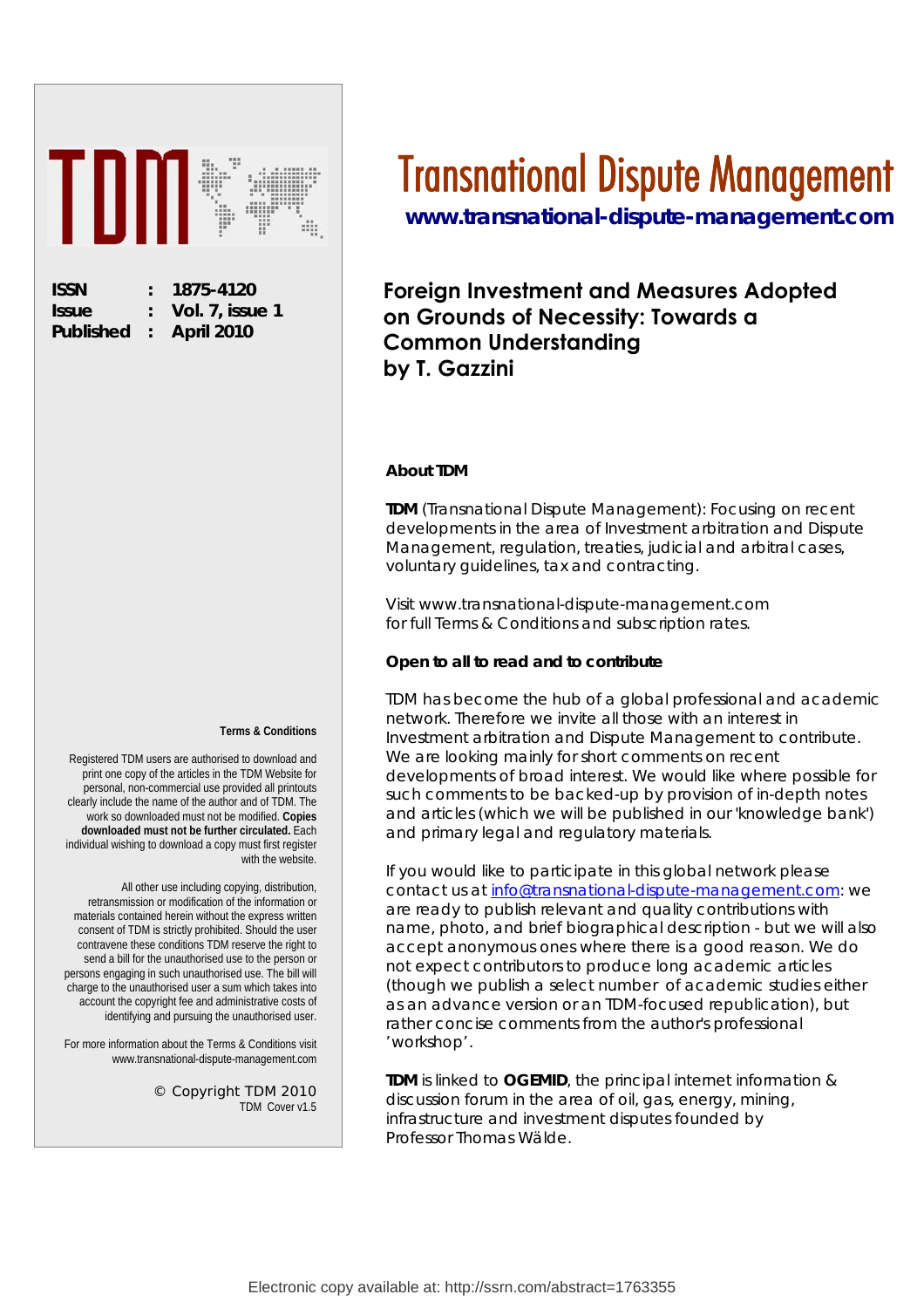TDM

| | | |
|---|---|---|
| **ISSN** | **:** | **1875-4120** |
| **Issue** | **:** | **Vol. 7, issue 1** |
| **Published** | **:** | **April 2010** |

# Transnational Dispute Management

**www.transnational-dispute-management.com**

## Foreign Investment and Measures Adopted on Grounds of Necessity: Towards a Common Understanding
## by T. Gazzini

**About TDM**

**TDM** (Transnational Dispute Management): Focusing on recent developments in the area of Investment arbitration and Dispute Management, regulation, treaties, judicial and arbitral cases, voluntary guidelines, tax and contracting.

Visit www.transnational-dispute-management.com for full Terms & Conditions and subscription rates.

**Open to all to read and to contribute**

TDM has become the hub of a global professional and academic network. Therefore we invite all those with an interest in Investment arbitration and Dispute Management to contribute. We are looking mainly for short comments on recent developments of broad interest. We would like where possible for such comments to be backed-up by provision of in-depth notes and articles (which we will be published in our 'knowledge bank') and primary legal and regulatory materials.

If you would like to participate in this global network please contact us at info@transnational-dispute-management.com: we are ready to publish relevant and quality contributions with name, photo, and brief biographical description - but we will also accept anonymous ones where there is a good reason. We do not expect contributors to produce long academic articles (though we publish a select number of academic studies either as an advance version or an TDM-focused republication), but rather concise comments from the author's professional 'workshop'.

**TDM** is linked to **OGEMID**, the principal internet information & discussion forum in the area of oil, gas, energy, mining, infrastructure and investment disputes founded by Professor Thomas Wälde.

**Terms & Conditions**

Registered TDM users are authorised to download and print one copy of the articles in the TDM Website for personal, non-commercial use provided all printouts clearly include the name of the author and of TDM. The work so downloaded must not be modified. **Copies downloaded must not be further circulated.** Each individual wishing to download a copy must first register with the website.

All other use including copying, distribution, retransmission or modification of the information or materials contained herein without the express written consent of TDM is strictly prohibited. Should the user contravene these conditions TDM reserve the right to send a bill for the unauthorised use to the person or persons engaging in such unauthorised use. The bill will charge to the unauthorised user a sum which takes into account the copyright fee and administrative costs of identifying and pursuing the unauthorised user.

For more information about the Terms & Conditions visit www.transnational-dispute-management.com

© Copyright TDM 2010
TDM Cover v1.5

Electronic copy available at: http://ssrn.com/abstract=1763355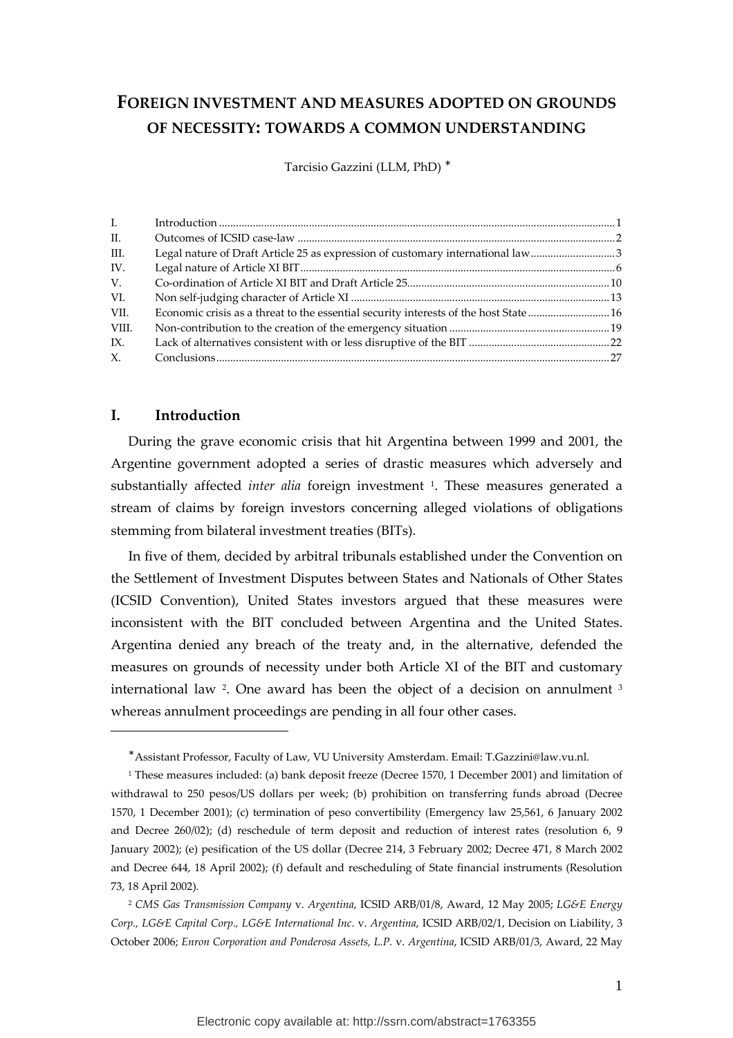# FOREIGN INVESTMENT AND MEASURES ADOPTED ON GROUNDS OF NECESSITY: TOWARDS A COMMON UNDERSTANDING

Tarcisio Gazzini (LLM, PhD) *

| | | |
|---|---|---|
| I. | Introduction | 1 |
| II. | Outcomes of ICSID case-law | 2 |
| III. | Legal nature of Draft Article 25 as expression of customary international law | 3 |
| IV. | Legal nature of Article XI BIT | 6 |
| V. | Co-ordination of Article XI BIT and Draft Article 25 | 10 |
| VI. | Non self-judging character of Article XI | 13 |
| VII. | Economic crisis as a threat to the essential security interests of the host State | 16 |
| VIII. | Non-contribution to the creation of the emergency situation | 19 |
| IX. | Lack of alternatives consistent with or less disruptive of the BIT | 22 |
| X. | Conclusions | 27 |

## I. Introduction

During the grave economic crisis that hit Argentina between 1999 and 2001, the Argentine government adopted a series of drastic measures which adversely and substantially affected *inter alia* foreign investment [1]. These measures generated a stream of claims by foreign investors concerning alleged violations of obligations stemming from bilateral investment treaties (BITs).

In five of them, decided by arbitral tribunals established under the Convention on the Settlement of Investment Disputes between States and Nationals of Other States (ICSID Convention), United States investors argued that these measures were inconsistent with the BIT concluded between Argentina and the United States. Argentina denied any breach of the treaty and, in the alternative, defended the measures on grounds of necessity under both Article XI of the BIT and customary international law [2]. One award has been the object of a decision on annulment [3] whereas annulment proceedings are pending in all four other cases.

---

* Assistant Professor, Faculty of Law, VU University Amsterdam. Email: T.Gazzini@law.vu.nl.

[1] These measures included: (a) bank deposit freeze (Decree 1570, 1 December 2001) and limitation of withdrawal to 250 pesos/US dollars per week; (b) prohibition on transferring funds abroad (Decree 1570, 1 December 2001); (c) termination of peso convertibility (Emergency law 25,561, 6 January 2002 and Decree 260/02); (d) reschedule of term deposit and reduction of interest rates (resolution 6, 9 January 2002); (e) pesification of the US dollar (Decree 214, 3 February 2002; Decree 471, 8 March 2002 and Decree 644, 18 April 2002); (f) default and rescheduling of State financial instruments (Resolution 73, 18 April 2002).

[2] *CMS Gas Transmission Company* v. *Argentina*, ICSID ARB/01/8, Award, 12 May 2005; *LG&E Energy Corp., LG&E Capital Corp., LG&E International Inc.* v. *Argentina*, ICSID ARB/02/1, Decision on Liability, 3 October 2006; *Enron Corporation and Ponderosa Assets, L.P.* v. *Argentina*, ICSID ARB/01/3, Award, 22 May

Electronic copy available at: http://ssrn.com/abstract=1763355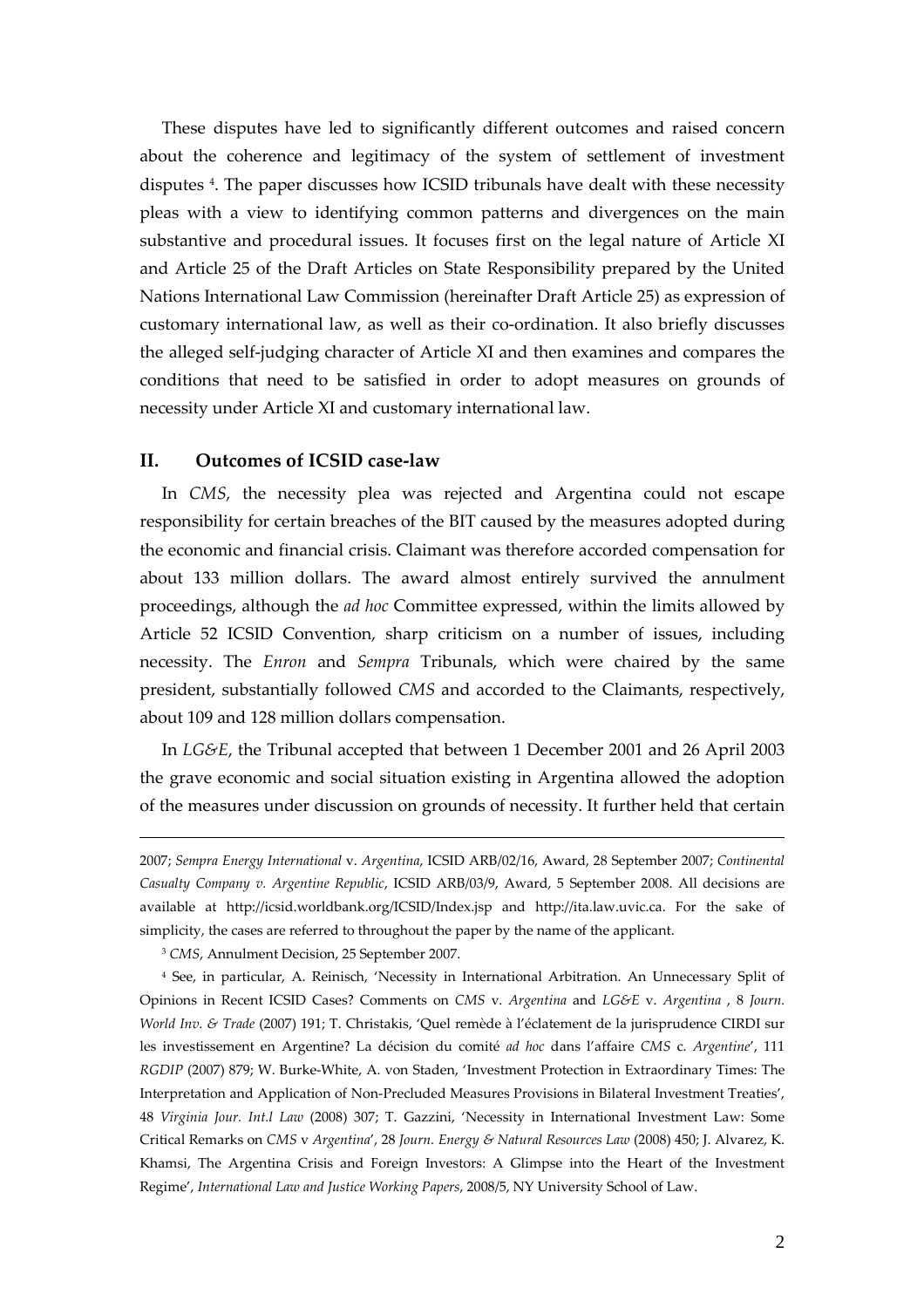These disputes have led to significantly different outcomes and raised concern about the coherence and legitimacy of the system of settlement of investment disputes [4]. The paper discusses how ICSID tribunals have dealt with these necessity pleas with a view to identifying common patterns and divergences on the main substantive and procedural issues. It focuses first on the legal nature of Article XI and Article 25 of the Draft Articles on State Responsibility prepared by the United Nations International Law Commission (hereinafter Draft Article 25) as expression of customary international law, as well as their co-ordination. It also briefly discusses the alleged self-judging character of Article XI and then examines and compares the conditions that need to be satisfied in order to adopt measures on grounds of necessity under Article XI and customary international law.

## II. Outcomes of ICSID case-law

In *CMS*, the necessity plea was rejected and Argentina could not escape responsibility for certain breaches of the BIT caused by the measures adopted during the economic and financial crisis. Claimant was therefore accorded compensation for about 133 million dollars. The award almost entirely survived the annulment proceedings, although the *ad hoc* Committee expressed, within the limits allowed by Article 52 ICSID Convention, sharp criticism on a number of issues, including necessity. The *Enron* and *Sempra* Tribunals, which were chaired by the same president, substantially followed *CMS* and accorded to the Claimants, respectively, about 109 and 128 million dollars compensation.

In *LG&E*, the Tribunal accepted that between 1 December 2001 and 26 April 2003 the grave economic and social situation existing in Argentina allowed the adoption of the measures under discussion on grounds of necessity. It further held that certain

---

2007; *Sempra Energy International* v. *Argentina*, ICSID ARB/02/16, Award, 28 September 2007; *Continental Casualty Company v. Argentine Republic*, ICSID ARB/03/9, Award, 5 September 2008. All decisions are available at http://icsid.worldbank.org/ICSID/Index.jsp and http://ita.law.uvic.ca. For the sake of simplicity, the cases are referred to throughout the paper by the name of the applicant.

[3] *CMS*, Annulment Decision, 25 September 2007.

[4] See, in particular, A. Reinisch, 'Necessity in International Arbitration. An Unnecessary Split of Opinions in Recent ICSID Cases? Comments on *CMS* v. *Argentina* and *LG&E* v. *Argentina* , 8 *Journ. World Inv. & Trade* (2007) 191; T. Christakis, 'Quel remède à l'éclatement de la jurisprudence CIRDI sur les investissement en Argentine? La décision du comité *ad hoc* dans l'affaire *CMS* c. *Argentine*', 111 *RGDIP* (2007) 879; W. Burke-White, A. von Staden, 'Investment Protection in Extraordinary Times: The Interpretation and Application of Non-Precluded Measures Provisions in Bilateral Investment Treaties', 48 *Virginia Jour. Int.l Law* (2008) 307; T. Gazzini, 'Necessity in International Investment Law: Some Critical Remarks on *CMS* v *Argentina*', 28 *Journ. Energy & Natural Resources Law* (2008) 450; J. Alvarez, K. Khamsi, The Argentina Crisis and Foreign Investors: A Glimpse into the Heart of the Investment Regime', *International Law and Justice Working Papers*, 2008/5, NY University School of Law.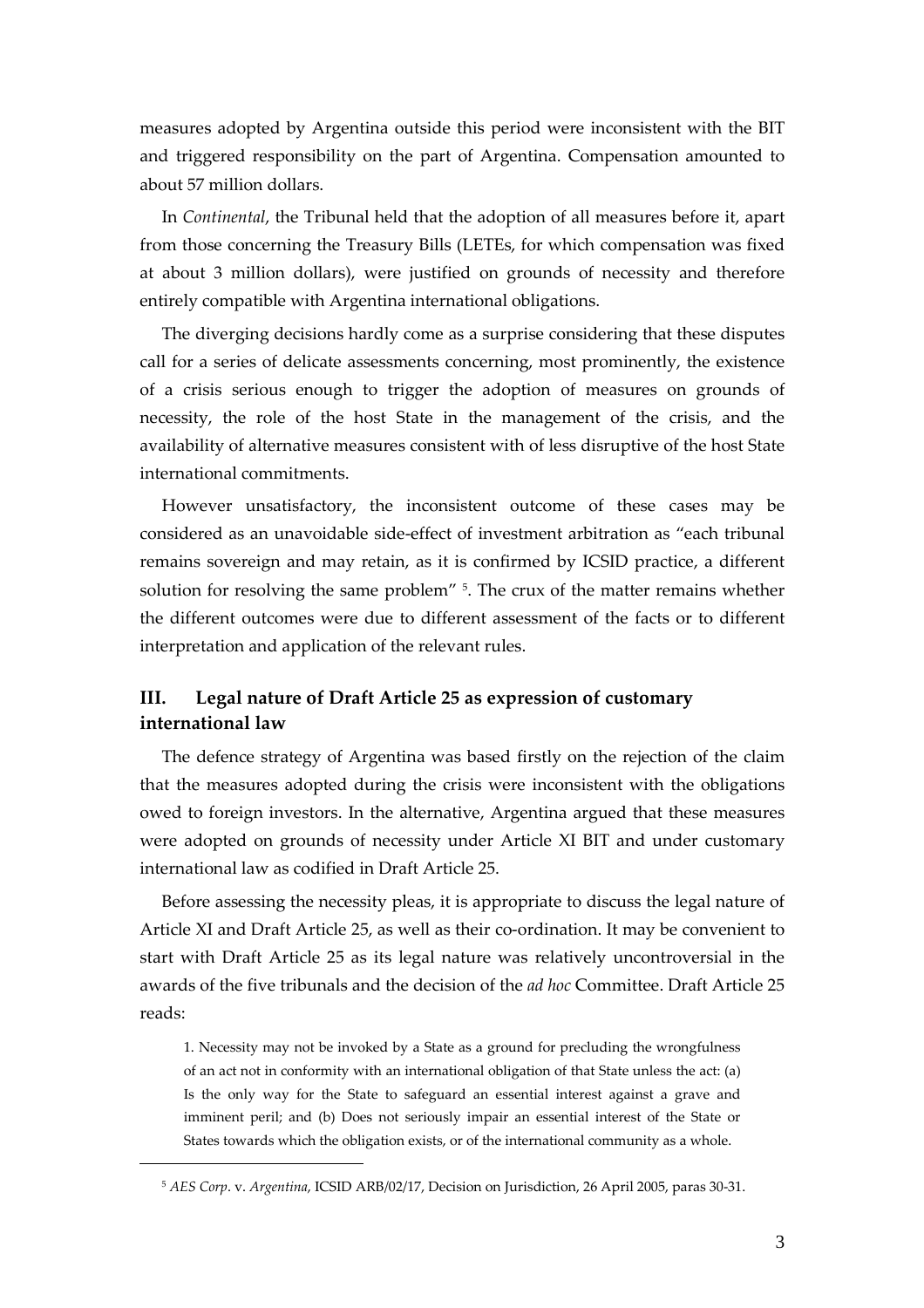measures adopted by Argentina outside this period were inconsistent with the BIT and triggered responsibility on the part of Argentina. Compensation amounted to about 57 million dollars.

In *Continental*, the Tribunal held that the adoption of all measures before it, apart from those concerning the Treasury Bills (LETEs, for which compensation was fixed at about 3 million dollars), were justified on grounds of necessity and therefore entirely compatible with Argentina international obligations.

The diverging decisions hardly come as a surprise considering that these disputes call for a series of delicate assessments concerning, most prominently, the existence of a crisis serious enough to trigger the adoption of measures on grounds of necessity, the role of the host State in the management of the crisis, and the availability of alternative measures consistent with of less disruptive of the host State international commitments.

However unsatisfactory, the inconsistent outcome of these cases may be considered as an unavoidable side-effect of investment arbitration as "each tribunal remains sovereign and may retain, as it is confirmed by ICSID practice, a different solution for resolving the same problem" [5]. The crux of the matter remains whether the different outcomes were due to different assessment of the facts or to different interpretation and application of the relevant rules.

## III. Legal nature of Draft Article 25 as expression of customary international law

The defence strategy of Argentina was based firstly on the rejection of the claim that the measures adopted during the crisis were inconsistent with the obligations owed to foreign investors. In the alternative, Argentina argued that these measures were adopted on grounds of necessity under Article XI BIT and under customary international law as codified in Draft Article 25.

Before assessing the necessity pleas, it is appropriate to discuss the legal nature of Article XI and Draft Article 25, as well as their co-ordination. It may be convenient to start with Draft Article 25 as its legal nature was relatively uncontroversial in the awards of the five tribunals and the decision of the *ad hoc* Committee. Draft Article 25 reads:

> 1. Necessity may not be invoked by a State as a ground for precluding the wrongfulness of an act not in conformity with an international obligation of that State unless the act: (a) Is the only way for the State to safeguard an essential interest against a grave and imminent peril; and (b) Does not seriously impair an essential interest of the State or States towards which the obligation exists, or of the international community as a whole.

---

[5] *AES Corp.* v. *Argentina*, ICSID ARB/02/17, Decision on Jurisdiction, 26 April 2005, paras 30-31.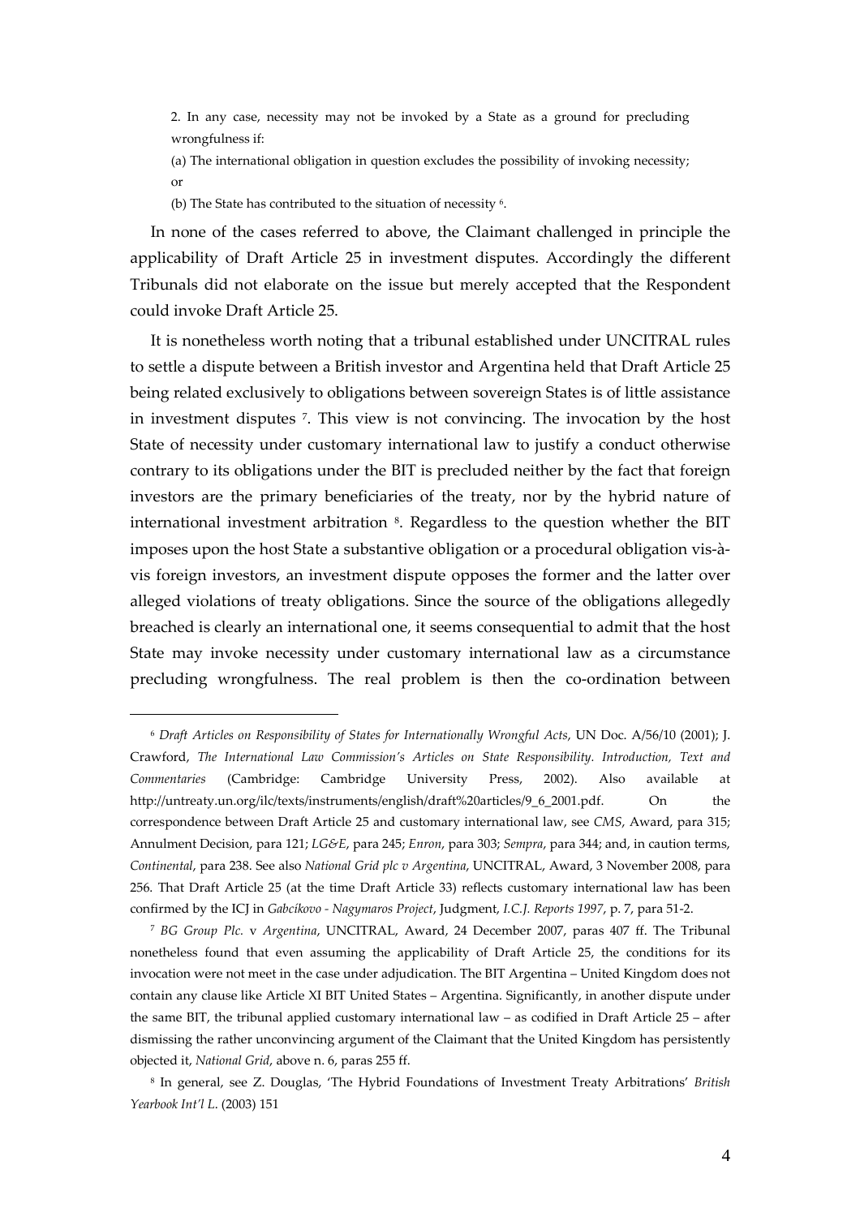2. In any case, necessity may not be invoked by a State as a ground for precluding wrongfulness if:

(a) The international obligation in question excludes the possibility of invoking necessity; or

(b) The State has contributed to the situation of necessity [6].

In none of the cases referred to above, the Claimant challenged in principle the applicability of Draft Article 25 in investment disputes. Accordingly the different Tribunals did not elaborate on the issue but merely accepted that the Respondent could invoke Draft Article 25.

It is nonetheless worth noting that a tribunal established under UNCITRAL rules to settle a dispute between a British investor and Argentina held that Draft Article 25 being related exclusively to obligations between sovereign States is of little assistance in investment disputes [7]. This view is not convincing. The invocation by the host State of necessity under customary international law to justify a conduct otherwise contrary to its obligations under the BIT is precluded neither by the fact that foreign investors are the primary beneficiaries of the treaty, nor by the hybrid nature of international investment arbitration [8]. Regardless to the question whether the BIT imposes upon the host State a substantive obligation or a procedural obligation vis-à-vis foreign investors, an investment dispute opposes the former and the latter over alleged violations of treaty obligations. Since the source of the obligations allegedly breached is clearly an international one, it seems consequential to admit that the host State may invoke necessity under customary international law as a circumstance precluding wrongfulness. The real problem is then the co-ordination between

---

[6] *Draft Articles on Responsibility of States for Internationally Wrongful Acts*, UN Doc. A/56/10 (2001); J. Crawford, *The International Law Commission's Articles on State Responsibility. Introduction, Text and Commentaries* (Cambridge: Cambridge University Press, 2002). Also available at http://untreaty.un.org/ilc/texts/instruments/english/draft%20articles/9_6_2001.pdf. On the correspondence between Draft Article 25 and customary international law, see *CMS*, Award, para 315; Annulment Decision, para 121; *LG&E*, para 245; *Enron*, para 303; *Sempra*, para 344; and, in caution terms, *Continental*, para 238. See also *National Grid plc v Argentina*, UNCITRAL, Award, 3 November 2008, para 256. That Draft Article 25 (at the time Draft Article 33) reflects customary international law has been confirmed by the ICJ in *Gabcíkovo - Nagymaros Project*, Judgment, *I.C.J. Reports 1997*, p. 7, para 51-2.

[7] *BG Group Plc.* v *Argentina*, UNCITRAL, Award, 24 December 2007, paras 407 ff. The Tribunal nonetheless found that even assuming the applicability of Draft Article 25, the conditions for its invocation were not meet in the case under adjudication. The BIT Argentina – United Kingdom does not contain any clause like Article XI BIT United States – Argentina. Significantly, in another dispute under the same BIT, the tribunal applied customary international law – as codified in Draft Article 25 – after dismissing the rather unconvincing argument of the Claimant that the United Kingdom has persistently objected it, *National Grid*, above n. 6, paras 255 ff.

[8] In general, see Z. Douglas, 'The Hybrid Foundations of Investment Treaty Arbitrations' *British Yearbook Int'l L.* (2003) 151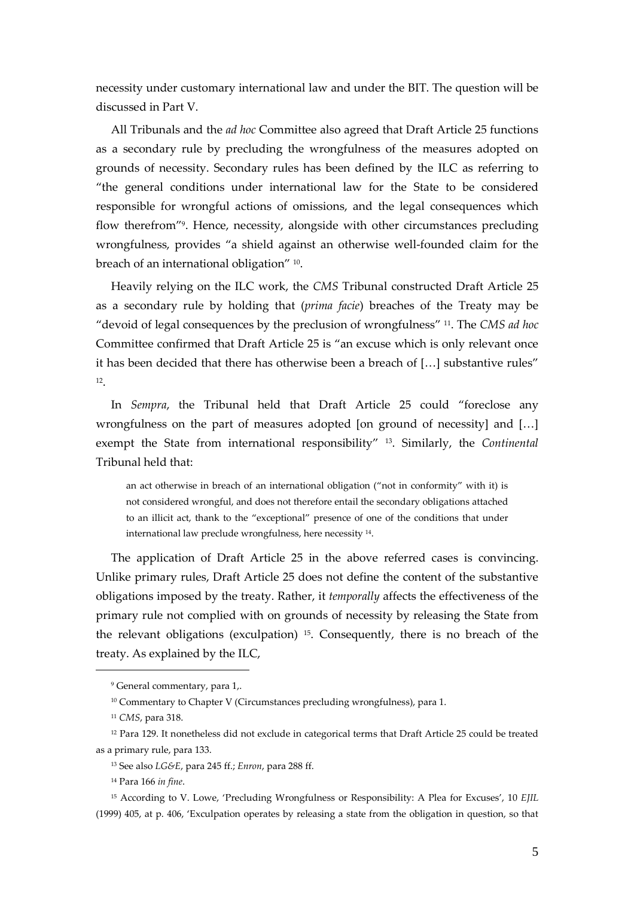necessity under customary international law and under the BIT. The question will be discussed in Part V.

All Tribunals and the *ad hoc* Committee also agreed that Draft Article 25 functions as a secondary rule by precluding the wrongfulness of the measures adopted on grounds of necessity. Secondary rules has been defined by the ILC as referring to "the general conditions under international law for the State to be considered responsible for wrongful actions of omissions, and the legal consequences which flow therefrom"[9]. Hence, necessity, alongside with other circumstances precluding wrongfulness, provides "a shield against an otherwise well-founded claim for the breach of an international obligation" [10].

Heavily relying on the ILC work, the *CMS* Tribunal constructed Draft Article 25 as a secondary rule by holding that (*prima facie*) breaches of the Treaty may be "devoid of legal consequences by the preclusion of wrongfulness" [11]. The *CMS ad hoc* Committee confirmed that Draft Article 25 is "an excuse which is only relevant once it has been decided that there has otherwise been a breach of […] substantive rules" [12].

In *Sempra*, the Tribunal held that Draft Article 25 could "foreclose any wrongfulness on the part of measures adopted [on ground of necessity] and […] exempt the State from international responsibility" [13]. Similarly, the *Continental* Tribunal held that:

> an act otherwise in breach of an international obligation ("not in conformity" with it) is not considered wrongful, and does not therefore entail the secondary obligations attached to an illicit act, thank to the "exceptional" presence of one of the conditions that under international law preclude wrongfulness, here necessity [14].

The application of Draft Article 25 in the above referred cases is convincing. Unlike primary rules, Draft Article 25 does not define the content of the substantive obligations imposed by the treaty. Rather, it *temporally* affects the effectiveness of the primary rule not complied with on grounds of necessity by releasing the State from the relevant obligations (exculpation) [15]. Consequently, there is no breach of the treaty. As explained by the ILC,

---

[9] General commentary, para 1,.

[10] Commentary to Chapter V (Circumstances precluding wrongfulness), para 1.

[11] *CMS*, para 318.

[12] Para 129. It nonetheless did not exclude in categorical terms that Draft Article 25 could be treated as a primary rule, para 133.

[13] See also *LG&E*, para 245 ff.; *Enron*, para 288 ff.

[14] Para 166 *in fine*.

[15] According to V. Lowe, 'Precluding Wrongfulness or Responsibility: A Plea for Excuses', 10 *EJIL* (1999) 405, at p. 406, 'Exculpation operates by releasing a state from the obligation in question, so that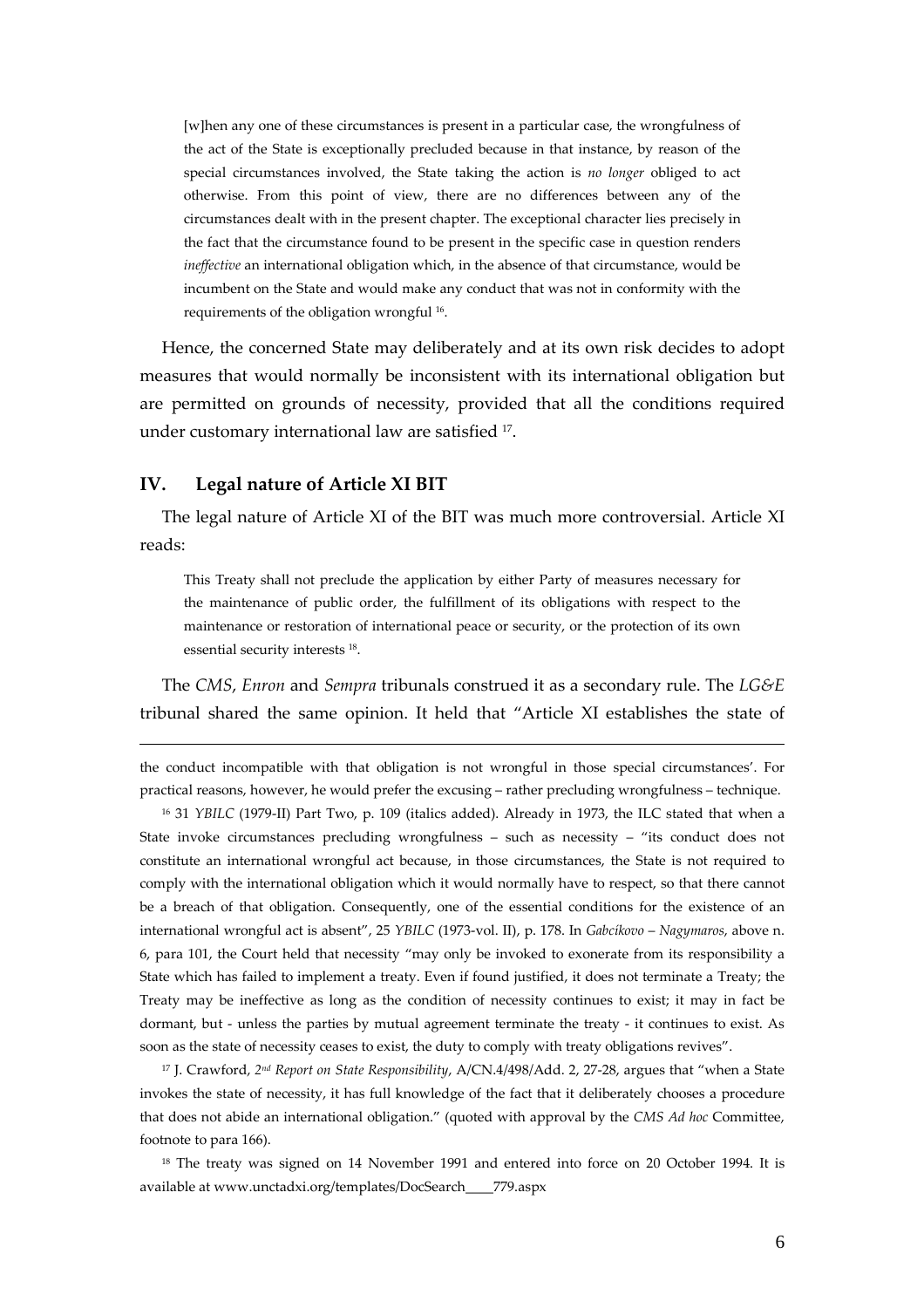> [w]hen any one of these circumstances is present in a particular case, the wrongfulness of the act of the State is exceptionally precluded because in that instance, by reason of the special circumstances involved, the State taking the action is *no longer* obliged to act otherwise. From this point of view, there are no differences between any of the circumstances dealt with in the present chapter. The exceptional character lies precisely in the fact that the circumstance found to be present in the specific case in question renders *ineffective* an international obligation which, in the absence of that circumstance, would be incumbent on the State and would make any conduct that was not in conformity with the requirements of the obligation wrongful [16].

Hence, the concerned State may deliberately and at its own risk decides to adopt measures that would normally be inconsistent with its international obligation but are permitted on grounds of necessity, provided that all the conditions required under customary international law are satisfied [17].

## IV. Legal nature of Article XI BIT

The legal nature of Article XI of the BIT was much more controversial. Article XI reads:

> This Treaty shall not preclude the application by either Party of measures necessary for the maintenance of public order, the fulfillment of its obligations with respect to the maintenance or restoration of international peace or security, or the protection of its own essential security interests [18].

The *CMS*, *Enron* and *Sempra* tribunals construed it as a secondary rule. The *LG&E* tribunal shared the same opinion. It held that "Article XI establishes the state of

---

the conduct incompatible with that obligation is not wrongful in those special circumstances'. For practical reasons, however, he would prefer the excusing – rather precluding wrongfulness – technique.

[16] 31 *YBILC* (1979-II) Part Two, p. 109 (italics added). Already in 1973, the ILC stated that when a State invoke circumstances precluding wrongfulness – such as necessity – "its conduct does not constitute an international wrongful act because, in those circumstances, the State is not required to comply with the international obligation which it would normally have to respect, so that there cannot be a breach of that obligation. Consequently, one of the essential conditions for the existence of an international wrongful act is absent", 25 *YBILC* (1973-vol. II), p. 178. In *Gabcíkovo – Nagymaros*, above n. 6, para 101, the Court held that necessity "may only be invoked to exonerate from its responsibility a State which has failed to implement a treaty. Even if found justified, it does not terminate a Treaty; the Treaty may be ineffective as long as the condition of necessity continues to exist; it may in fact be dormant, but - unless the parties by mutual agreement terminate the treaty - it continues to exist. As soon as the state of necessity ceases to exist, the duty to comply with treaty obligations revives".

[17] J. Crawford, *2nd Report on State Responsibility*, A/CN.4/498/Add. 2, 27-28, argues that "when a State invokes the state of necessity, it has full knowledge of the fact that it deliberately chooses a procedure that does not abide an international obligation." (quoted with approval by the *CMS Ad hoc* Committee, footnote to para 166).

[18] The treaty was signed on 14 November 1991 and entered into force on 20 October 1994. It is available at www.unctadxi.org/templates/DocSearch____779.aspx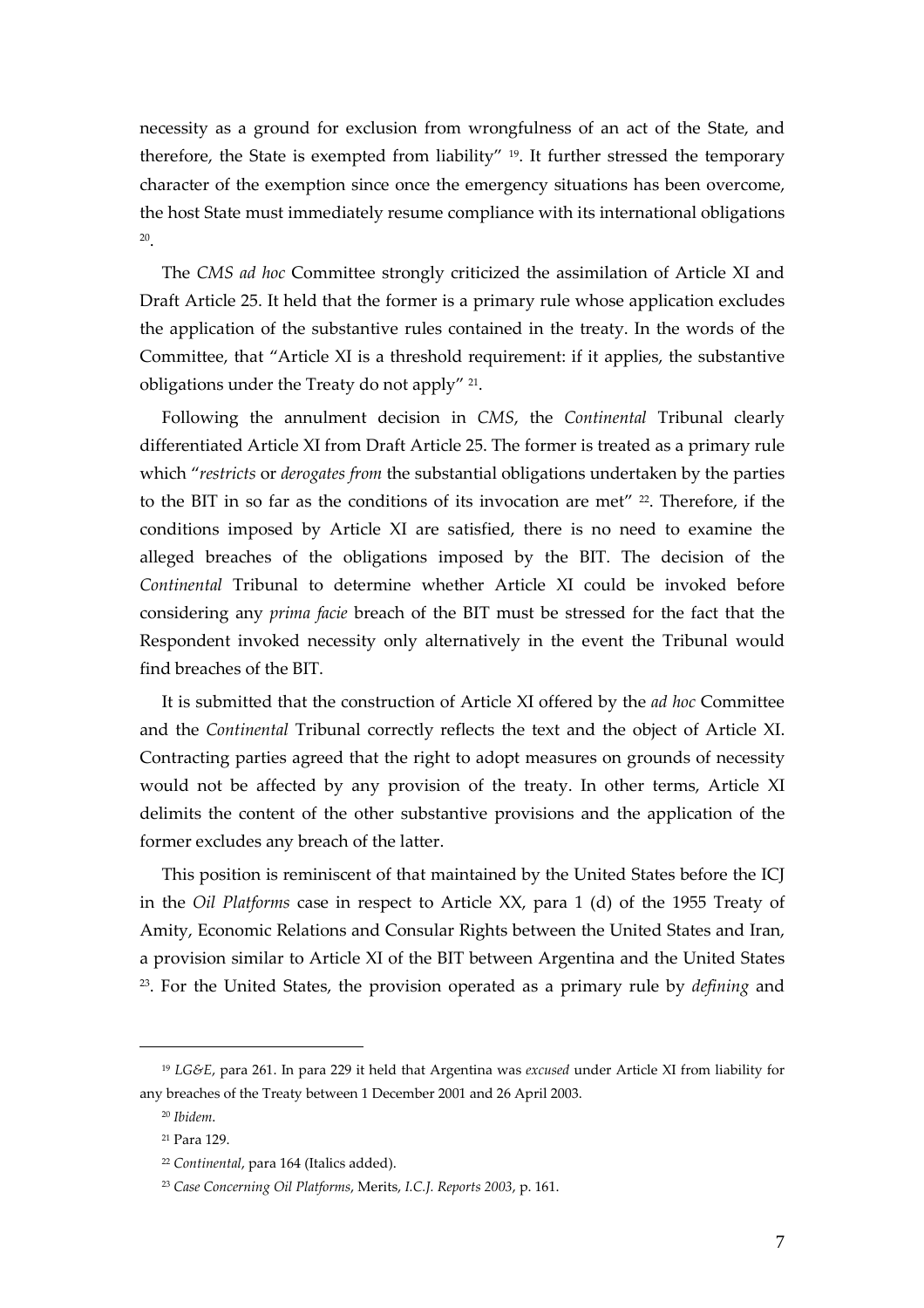necessity as a ground for exclusion from wrongfulness of an act of the State, and therefore, the State is exempted from liability" [19]. It further stressed the temporary character of the exemption since once the emergency situations has been overcome, the host State must immediately resume compliance with its international obligations [20].

The *CMS ad hoc* Committee strongly criticized the assimilation of Article XI and Draft Article 25. It held that the former is a primary rule whose application excludes the application of the substantive rules contained in the treaty. In the words of the Committee, that "Article XI is a threshold requirement: if it applies, the substantive obligations under the Treaty do not apply" [21].

Following the annulment decision in *CMS*, the *Continental* Tribunal clearly differentiated Article XI from Draft Article 25. The former is treated as a primary rule which "*restricts* or *derogates from* the substantial obligations undertaken by the parties to the BIT in so far as the conditions of its invocation are met" [22]. Therefore, if the conditions imposed by Article XI are satisfied, there is no need to examine the alleged breaches of the obligations imposed by the BIT. The decision of the *Continental* Tribunal to determine whether Article XI could be invoked before considering any *prima facie* breach of the BIT must be stressed for the fact that the Respondent invoked necessity only alternatively in the event the Tribunal would find breaches of the BIT.

It is submitted that the construction of Article XI offered by the *ad hoc* Committee and the *Continental* Tribunal correctly reflects the text and the object of Article XI. Contracting parties agreed that the right to adopt measures on grounds of necessity would not be affected by any provision of the treaty. In other terms, Article XI delimits the content of the other substantive provisions and the application of the former excludes any breach of the latter.

This position is reminiscent of that maintained by the United States before the ICJ in the *Oil Platforms* case in respect to Article XX, para 1 (d) of the 1955 Treaty of Amity, Economic Relations and Consular Rights between the United States and Iran, a provision similar to Article XI of the BIT between Argentina and the United States [23]. For the United States, the provision operated as a primary rule by *defining* and

---

[19] *LG&E*, para 261. In para 229 it held that Argentina was *excused* under Article XI from liability for any breaches of the Treaty between 1 December 2001 and 26 April 2003.

[20] *Ibidem*.

[21] Para 129.

[22] *Continental*, para 164 (Italics added).

[23] *Case Concerning Oil Platforms*, Merits, *I.C.J. Reports 2003*, p. 161.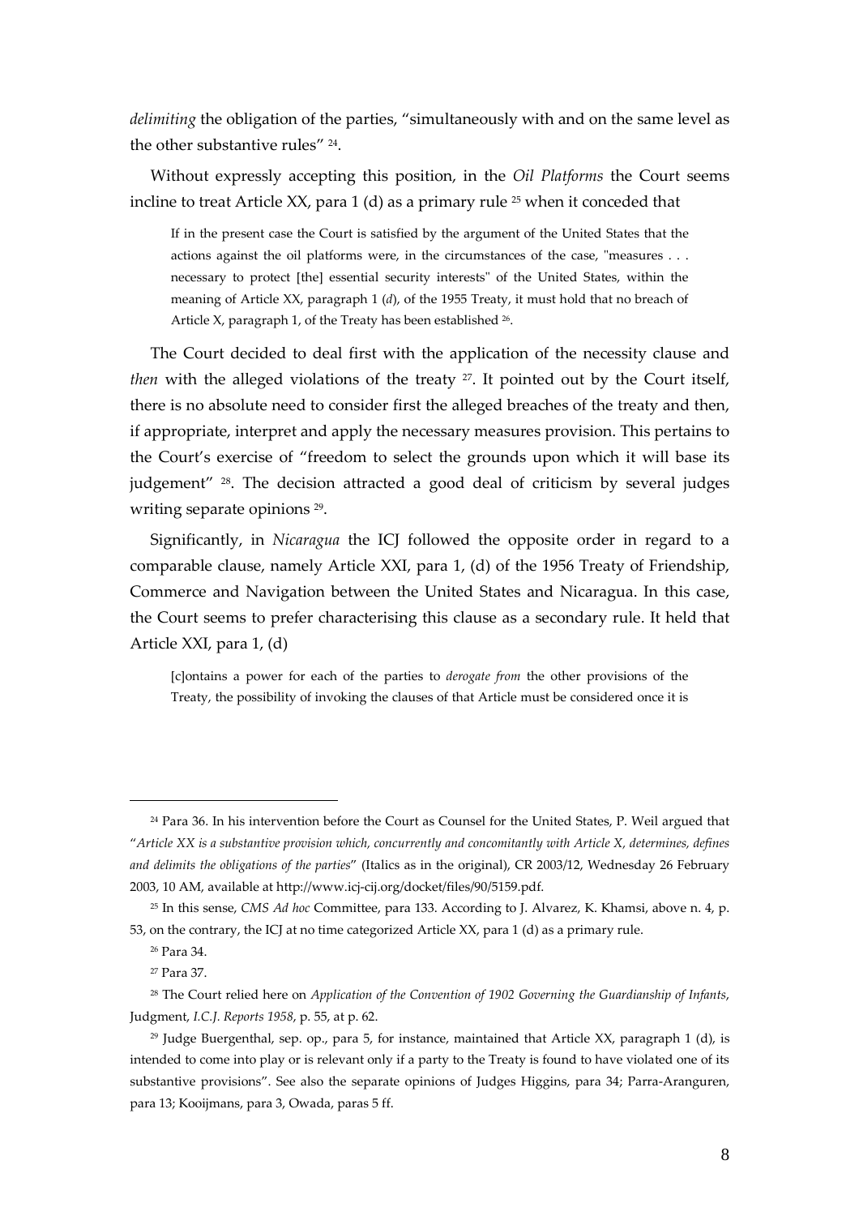*delimiting* the obligation of the parties, “simultaneously with and on the same level as the other substantive rules” [24].

Without expressly accepting this position, in the *Oil Platforms* the Court seems incline to treat Article XX, para 1 (d) as a primary rule [25] when it conceded that

> If in the present case the Court is satisfied by the argument of the United States that the actions against the oil platforms were, in the circumstances of the case, "measures . . . necessary to protect [the] essential security interests" of the United States, within the meaning of Article XX, paragraph 1 (*d*), of the 1955 Treaty, it must hold that no breach of Article X, paragraph 1, of the Treaty has been established [26].

The Court decided to deal first with the application of the necessity clause and *then* with the alleged violations of the treaty [27]. It pointed out by the Court itself, there is no absolute need to consider first the alleged breaches of the treaty and then, if appropriate, interpret and apply the necessary measures provision. This pertains to the Court’s exercise of “freedom to select the grounds upon which it will base its judgement” [28]. The decision attracted a good deal of criticism by several judges writing separate opinions [29].

Significantly, in *Nicaragua* the ICJ followed the opposite order in regard to a comparable clause, namely Article XXI, para 1, (d) of the 1956 Treaty of Friendship, Commerce and Navigation between the United States and Nicaragua. In this case, the Court seems to prefer characterising this clause as a secondary rule. It held that Article XXI, para 1, (d)

> [c]ontains a power for each of the parties to *derogate from* the other provisions of the Treaty, the possibility of invoking the clauses of that Article must be considered once it is

---

[24] Para 36. In his intervention before the Court as Counsel for the United States, P. Weil argued that “*Article XX is a substantive provision which, concurrently and concomitantly with Article X, determines, defines and delimits the obligations of the parties*” (Italics as in the original), CR 2003/12, Wednesday 26 February 2003, 10 AM, available at http://www.icj-cij.org/docket/files/90/5159.pdf.

[25] In this sense, *CMS Ad hoc* Committee, para 133. According to J. Alvarez, K. Khamsi, above n. 4, p. 53, on the contrary, the ICJ at no time categorized Article XX, para 1 (d) as a primary rule.

[26] Para 34.

[27] Para 37.

[28] The Court relied here on *Application of the Convention of 1902 Governing the Guardianship of Infants*, Judgment, *I.C.J. Reports 1958*, p. 55, at p. 62.

[29] Judge Buergenthal, sep. op., para 5, for instance, maintained that Article XX, paragraph 1 (d), is intended to come into play or is relevant only if a party to the Treaty is found to have violated one of its substantive provisions”. See also the separate opinions of Judges Higgins, para 34; Parra-Aranguren, para 13; Kooijmans, para 3, Owada, paras 5 ff.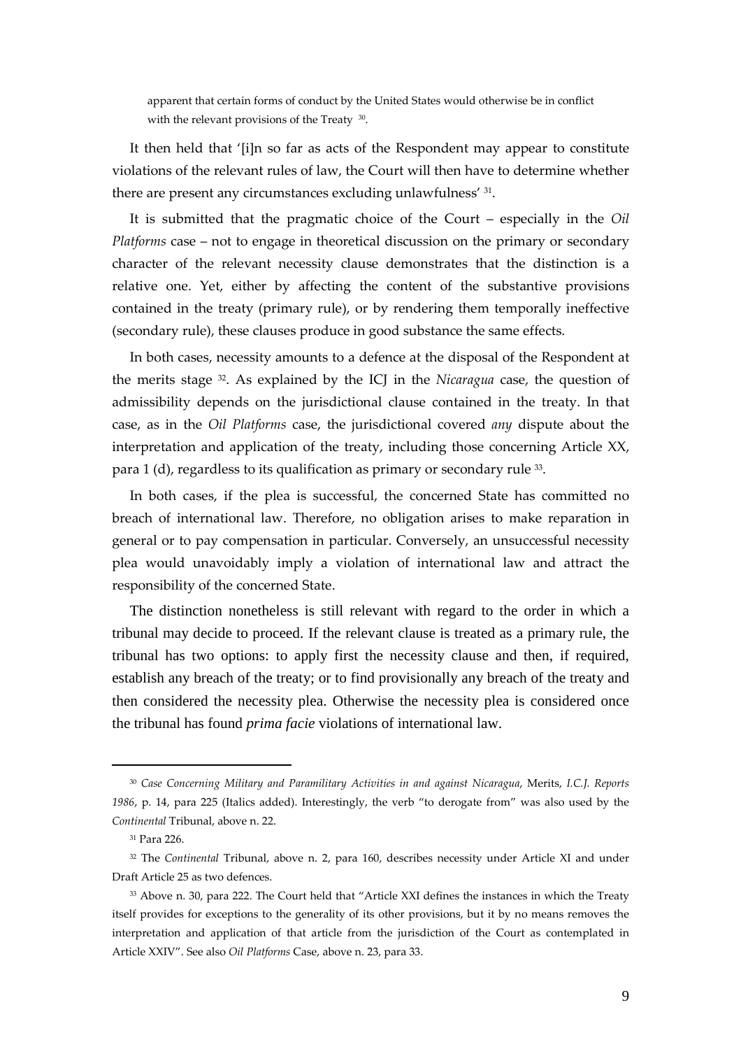> apparent that certain forms of conduct by the United States would otherwise be in conflict with the relevant provisions of the Treaty [30].

It then held that '[i]n so far as acts of the Respondent may appear to constitute violations of the relevant rules of law, the Court will then have to determine whether there are present any circumstances excluding unlawfulness' [31].

It is submitted that the pragmatic choice of the Court – especially in the *Oil Platforms* case – not to engage in theoretical discussion on the primary or secondary character of the relevant necessity clause demonstrates that the distinction is a relative one. Yet, either by affecting the content of the substantive provisions contained in the treaty (primary rule), or by rendering them temporally ineffective (secondary rule), these clauses produce in good substance the same effects.

In both cases, necessity amounts to a defence at the disposal of the Respondent at the merits stage [32]. As explained by the ICJ in the *Nicaragua* case, the question of admissibility depends on the jurisdictional clause contained in the treaty. In that case, as in the *Oil Platforms* case, the jurisdictional covered *any* dispute about the interpretation and application of the treaty, including those concerning Article XX, para 1 (d), regardless to its qualification as primary or secondary rule [33].

In both cases, if the plea is successful, the concerned State has committed no breach of international law. Therefore, no obligation arises to make reparation in general or to pay compensation in particular. Conversely, an unsuccessful necessity plea would unavoidably imply a violation of international law and attract the responsibility of the concerned State.

The distinction nonetheless is still relevant with regard to the order in which a tribunal may decide to proceed. If the relevant clause is treated as a primary rule, the tribunal has two options: to apply first the necessity clause and then, if required, establish any breach of the treaty; or to find provisionally any breach of the treaty and then considered the necessity plea. Otherwise the necessity plea is considered once the tribunal has found *prima facie* violations of international law.

---

[30] *Case Concerning Military and Paramilitary Activities in and against Nicaragua*, Merits, *I.C.J. Reports 1986*, p. 14, para 225 (Italics added). Interestingly, the verb "to derogate from" was also used by the *Continental* Tribunal, above n. 22.

[31] Para 226.

[32] The *Continental* Tribunal, above n. 2, para 160, describes necessity under Article XI and under Draft Article 25 as two defences.

[33] Above n. 30, para 222. The Court held that "Article XXI defines the instances in which the Treaty itself provides for exceptions to the generality of its other provisions, but it by no means removes the interpretation and application of that article from the jurisdiction of the Court as contemplated in Article XXIV". See also *Oil Platforms* Case, above n. 23, para 33.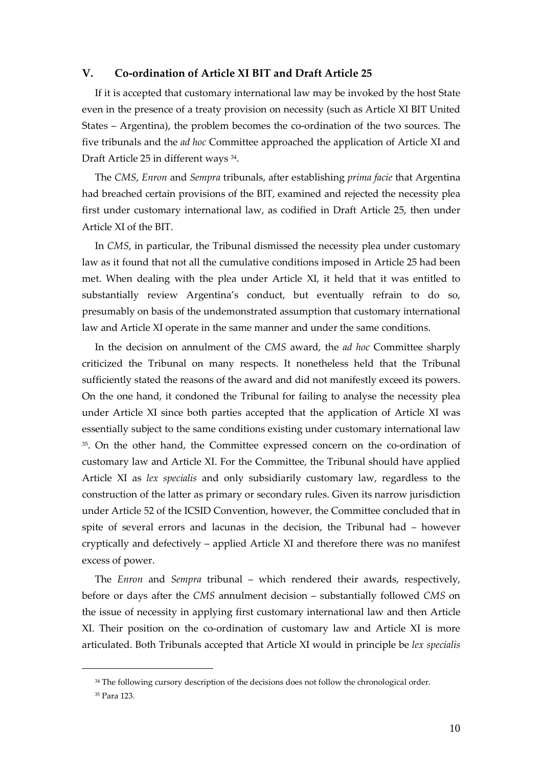## V. Co-ordination of Article XI BIT and Draft Article 25

If it is accepted that customary international law may be invoked by the host State even in the presence of a treaty provision on necessity (such as Article XI BIT United States – Argentina), the problem becomes the co-ordination of the two sources. The five tribunals and the *ad hoc* Committee approached the application of Article XI and Draft Article 25 in different ways [34].

The *CMS*, *Enron* and *Sempra* tribunals, after establishing *prima facie* that Argentina had breached certain provisions of the BIT, examined and rejected the necessity plea first under customary international law, as codified in Draft Article 25, then under Article XI of the BIT.

In *CMS*, in particular, the Tribunal dismissed the necessity plea under customary law as it found that not all the cumulative conditions imposed in Article 25 had been met. When dealing with the plea under Article XI, it held that it was entitled to substantially review Argentina's conduct, but eventually refrain to do so, presumably on basis of the undemonstrated assumption that customary international law and Article XI operate in the same manner and under the same conditions.

In the decision on annulment of the *CMS* award, the *ad hoc* Committee sharply criticized the Tribunal on many respects. It nonetheless held that the Tribunal sufficiently stated the reasons of the award and did not manifestly exceed its powers. On the one hand, it condoned the Tribunal for failing to analyse the necessity plea under Article XI since both parties accepted that the application of Article XI was essentially subject to the same conditions existing under customary international law [35]. On the other hand, the Committee expressed concern on the co-ordination of customary law and Article XI. For the Committee, the Tribunal should have applied Article XI as *lex specialis* and only subsidiarily customary law, regardless to the construction of the latter as primary or secondary rules. Given its narrow jurisdiction under Article 52 of the ICSID Convention, however, the Committee concluded that in spite of several errors and lacunas in the decision, the Tribunal had – however cryptically and defectively – applied Article XI and therefore there was no manifest excess of power.

The *Enron* and *Sempra* tribunal – which rendered their awards, respectively, before or days after the *CMS* annulment decision – substantially followed *CMS* on the issue of necessity in applying first customary international law and then Article XI. Their position on the co-ordination of customary law and Article XI is more articulated. Both Tribunals accepted that Article XI would in principle be *lex specialis*

---

[34] The following cursory description of the decisions does not follow the chronological order.

[35] Para 123.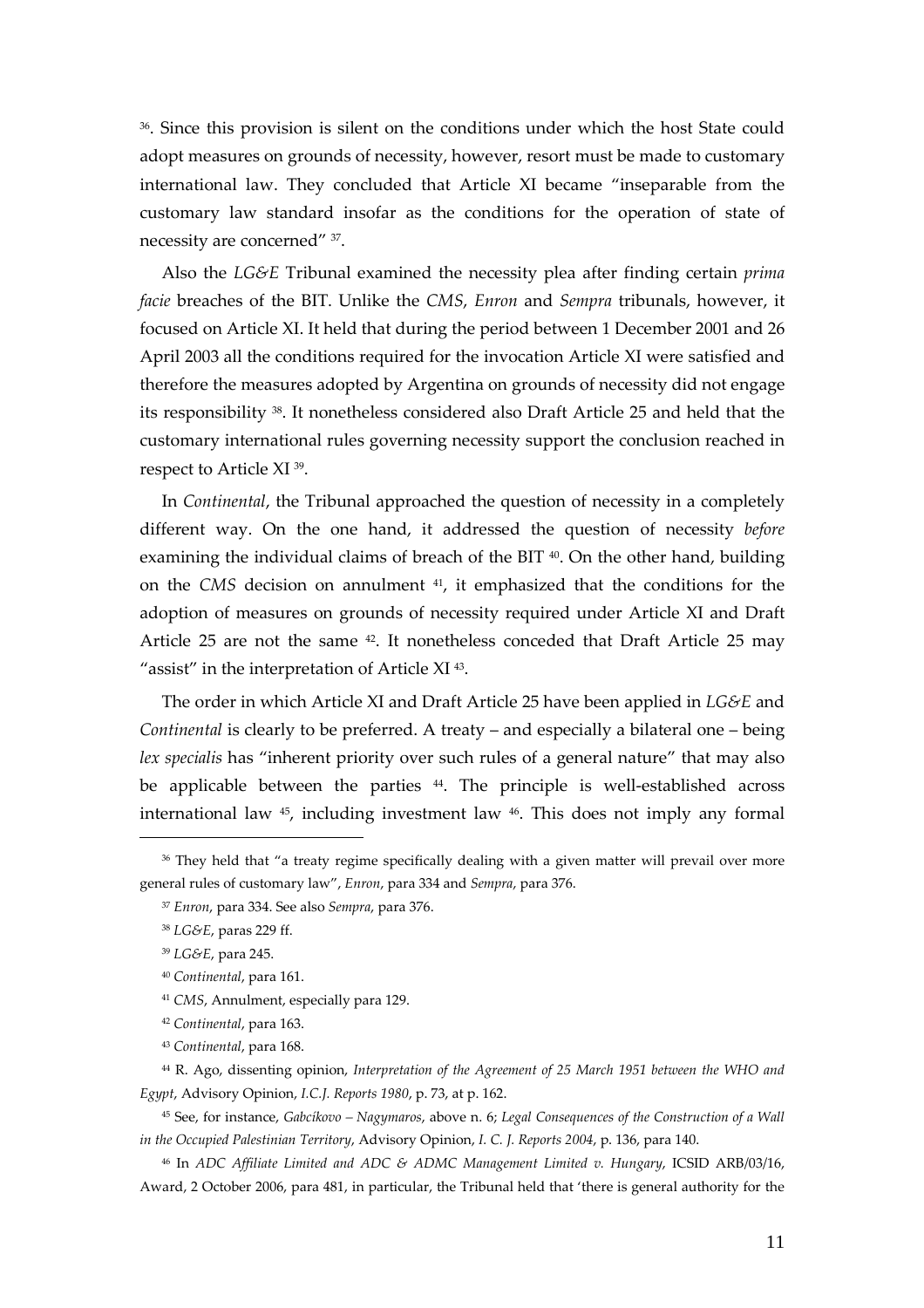[36]. Since this provision is silent on the conditions under which the host State could adopt measures on grounds of necessity, however, resort must be made to customary international law. They concluded that Article XI became "inseparable from the customary law standard insofar as the conditions for the operation of state of necessity are concerned" [37].

Also the *LG&E* Tribunal examined the necessity plea after finding certain *prima facie* breaches of the BIT. Unlike the *CMS*, *Enron* and *Sempra* tribunals, however, it focused on Article XI. It held that during the period between 1 December 2001 and 26 April 2003 all the conditions required for the invocation Article XI were satisfied and therefore the measures adopted by Argentina on grounds of necessity did not engage its responsibility [38]. It nonetheless considered also Draft Article 25 and held that the customary international rules governing necessity support the conclusion reached in respect to Article XI [39].

In *Continental*, the Tribunal approached the question of necessity in a completely different way. On the one hand, it addressed the question of necessity *before* examining the individual claims of breach of the BIT [40]. On the other hand, building on the *CMS* decision on annulment [41], it emphasized that the conditions for the adoption of measures on grounds of necessity required under Article XI and Draft Article 25 are not the same [42]. It nonetheless conceded that Draft Article 25 may "assist" in the interpretation of Article XI [43].

The order in which Article XI and Draft Article 25 have been applied in *LG&E* and *Continental* is clearly to be preferred. A treaty – and especially a bilateral one – being *lex specialis* has "inherent priority over such rules of a general nature" that may also be applicable between the parties [44]. The principle is well-established across international law [45], including investment law [46]. This does not imply any formal

---

[36] They held that "a treaty regime specifically dealing with a given matter will prevail over more general rules of customary law", *Enron*, para 334 and *Sempra*, para 376.

[37] *Enron*, para 334. See also *Sempra*, para 376.

[38] *LG&E*, paras 229 ff.

[39] *LG&E*, para 245.

[40] *Continental*, para 161.

[41] *CMS*, Annulment, especially para 129.

[42] *Continental*, para 163.

[43] *Continental*, para 168.

[44] R. Ago, dissenting opinion, *Interpretation of the Agreement of 25 March 1951 between the WHO and Egypt*, Advisory Opinion, *I.C.J. Reports 1980*, p. 73, at p. 162.

[45] See, for instance, *Gabcíkovo – Nagymaros*, above n. 6; *Legal Consequences of the Construction of a Wall in the Occupied Palestinian Territory*, Advisory Opinion, *I. C. J. Reports 2004*, p. 136, para 140.

[46] In *ADC Affiliate Limited and ADC & ADMC Management Limited v. Hungary*, ICSID ARB/03/16, Award, 2 October 2006, para 481, in particular, the Tribunal held that 'there is general authority for the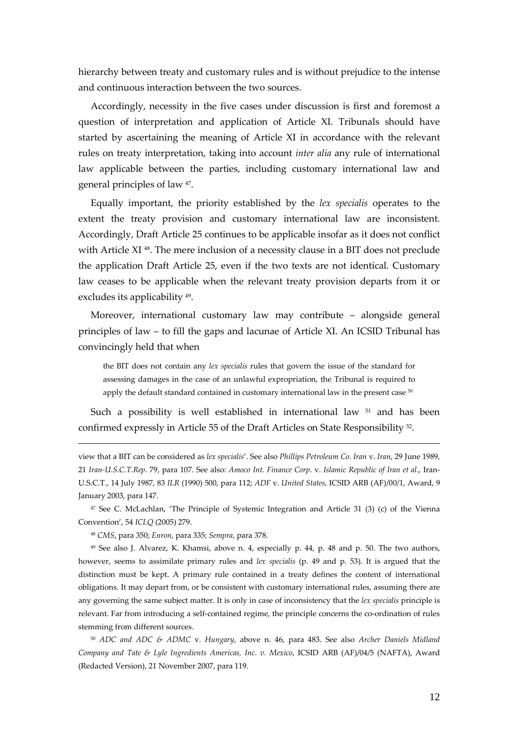hierarchy between treaty and customary rules and is without prejudice to the intense and continuous interaction between the two sources.

Accordingly, necessity in the five cases under discussion is first and foremost a question of interpretation and application of Article XI. Tribunals should have started by ascertaining the meaning of Article XI in accordance with the relevant rules on treaty interpretation, taking into account *inter alia* any rule of international law applicable between the parties, including customary international law and general principles of law [47].

Equally important, the priority established by the *lex specialis* operates to the extent the treaty provision and customary international law are inconsistent. Accordingly, Draft Article 25 continues to be applicable insofar as it does not conflict with Article XI [48]. The mere inclusion of a necessity clause in a BIT does not preclude the application Draft Article 25, even if the two texts are not identical. Customary law ceases to be applicable when the relevant treaty provision departs from it or excludes its applicability [49].

Moreover, international customary law may contribute – alongside general principles of law – to fill the gaps and lacunae of Article XI. An ICSID Tribunal has convincingly held that when

> the BIT does not contain any *lex specialis* rules that govern the issue of the standard for assessing damages in the case of an unlawful expropriation, the Tribunal is required to apply the default standard contained in customary international law in the present case [50]

Such a possibility is well established in international law [51] and has been confirmed expressly in Article 55 of the Draft Articles on State Responsibility [52].

---

view that a BIT can be considered as *lex specialis*'. See also *Phillips Petroleum Co. Iran* v. *Iran*, 29 June 1989, 21 *Iran-U.S.C.T.Rep*. 79, para 107. See also: *Amoco Int. Finance Corp*. v. *Islamic Republic of Iran et al*., Iran-U.S.C.T., 14 July 1987, 83 *ILR* (1990) 500, para 112; *ADF* v. *United States*, ICSID ARB (AF)/00/1, Award, 9 January 2003, para 147.

[47] See C. McLachlan, 'The Principle of Systemic Integration and Article 31 (3) (c) of the Vienna Convention', 54 *ICLQ* (2005) 279.

[48] *CMS*, para 350; *Enron*, para 335; *Sempra*, para 378.

[49] See also J. Alvarez, K. Khamsi, above n. 4, especially p. 44, p. 48 and p. 50. The two authors, however, seems to assimilate primary rules and *lex specialis* (p. 49 and p. 53). It is argued that the distinction must be kept. A primary rule contained in a treaty defines the content of international obligations. It may depart from, or be consistent with customary international rules, assuming there are any governing the same subject matter. It is only in case of inconsistency that the *lex specialis* principle is relevant. Far from introducing a self-contained regime, the principle concerns the co-ordination of rules stemming from different sources.

[50] *ADC and ADC & ADMC* v. *Hungary*, above n. 46, para 483. See also *Archer Daniels Midland Company and Tate & Lyle Ingredients Americas, Inc. v. Mexico*, ICSID ARB (AF)/04/5 (NAFTA), Award (Redacted Version), 21 November 2007, para 119.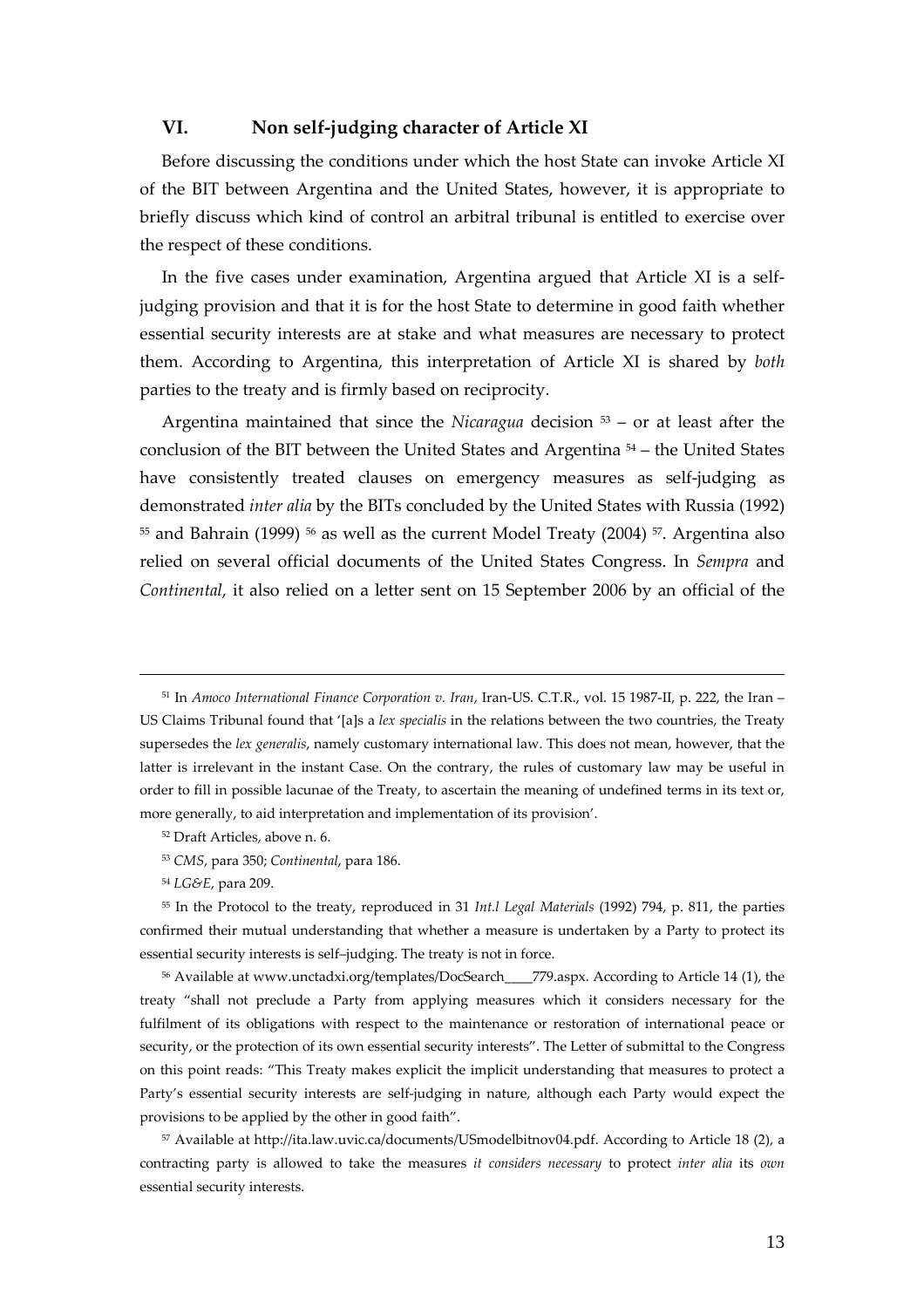## VI. Non self-judging character of Article XI

Before discussing the conditions under which the host State can invoke Article XI of the BIT between Argentina and the United States, however, it is appropriate to briefly discuss which kind of control an arbitral tribunal is entitled to exercise over the respect of these conditions.

In the five cases under examination, Argentina argued that Article XI is a self-judging provision and that it is for the host State to determine in good faith whether essential security interests are at stake and what measures are necessary to protect them. According to Argentina, this interpretation of Article XI is shared by *both* parties to the treaty and is firmly based on reciprocity.

Argentina maintained that since the *Nicaragua* decision [53] – or at least after the conclusion of the BIT between the United States and Argentina [54] – the United States have consistently treated clauses on emergency measures as self-judging as demonstrated *inter alia* by the BITs concluded by the United States with Russia (1992) [55] and Bahrain (1999) [56] as well as the current Model Treaty (2004) [57]. Argentina also relied on several official documents of the United States Congress. In *Sempra* and *Continental*, it also relied on a letter sent on 15 September 2006 by an official of the

---

[51] In *Amoco International Finance Corporation v. Iran*, Iran-US. C.T.R., vol. 15 1987-II, p. 222, the Iran – US Claims Tribunal found that '[a]s a *lex specialis* in the relations between the two countries, the Treaty supersedes the *lex generalis*, namely customary international law. This does not mean, however, that the latter is irrelevant in the instant Case. On the contrary, the rules of customary law may be useful in order to fill in possible lacunae of the Treaty, to ascertain the meaning of undefined terms in its text or, more generally, to aid interpretation and implementation of its provision'.

[52] Draft Articles, above n. 6.

[53] *CMS*, para 350; *Continental*, para 186.

[54] *LG&E*, para 209.

[55] In the Protocol to the treaty, reproduced in 31 *Int.l Legal Materials* (1992) 794, p. 811, the parties confirmed their mutual understanding that whether a measure is undertaken by a Party to protect its essential security interests is self–judging. The treaty is not in force.

[56] Available at www.unctadxi.org/templates/DocSearch____779.aspx. According to Article 14 (1), the treaty "shall not preclude a Party from applying measures which it considers necessary for the fulfilment of its obligations with respect to the maintenance or restoration of international peace or security, or the protection of its own essential security interests". The Letter of submittal to the Congress on this point reads: "This Treaty makes explicit the implicit understanding that measures to protect a Party's essential security interests are self-judging in nature, although each Party would expect the provisions to be applied by the other in good faith".

[57] Available at http://ita.law.uvic.ca/documents/USmodelbitnov04.pdf. According to Article 18 (2), a contracting party is allowed to take the measures *it considers necessary* to protect *inter alia* its *own* essential security interests.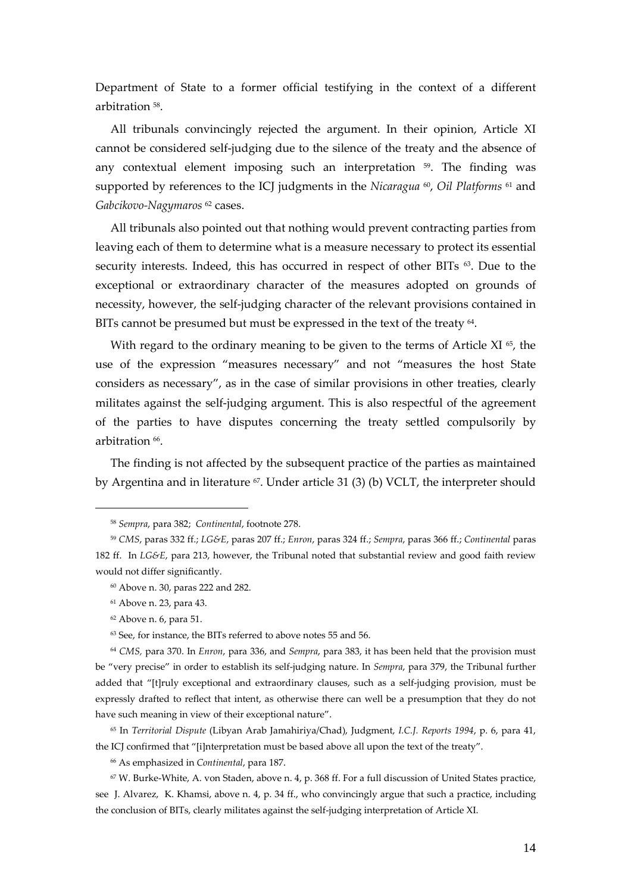Department of State to a former official testifying in the context of a different arbitration [58].

All tribunals convincingly rejected the argument. In their opinion, Article XI cannot be considered self-judging due to the silence of the treaty and the absence of any contextual element imposing such an interpretation [59]. The finding was supported by references to the ICJ judgments in the *Nicaragua* [60], *Oil Platforms* [61] and *Gabcikovo-Nagymaros* [62] cases.

All tribunals also pointed out that nothing would prevent contracting parties from leaving each of them to determine what is a measure necessary to protect its essential security interests. Indeed, this has occurred in respect of other BITs [63]. Due to the exceptional or extraordinary character of the measures adopted on grounds of necessity, however, the self-judging character of the relevant provisions contained in BITs cannot be presumed but must be expressed in the text of the treaty [64].

With regard to the ordinary meaning to be given to the terms of Article XI [65], the use of the expression "measures necessary" and not "measures the host State considers as necessary", as in the case of similar provisions in other treaties, clearly militates against the self-judging argument. This is also respectful of the agreement of the parties to have disputes concerning the treaty settled compulsorily by arbitration [66].

The finding is not affected by the subsequent practice of the parties as maintained by Argentina and in literature [67]. Under article 31 (3) (b) VCLT, the interpreter should

---

[58] *Sempra*, para 382; *Continental*, footnote 278.

[59] *CMS*, paras 332 ff.; *LG&E*, paras 207 ff.; *Enron*, paras 324 ff.; *Sempra*, paras 366 ff.; *Continental* paras 182 ff. In *LG&E*, para 213, however, the Tribunal noted that substantial review and good faith review would not differ significantly.

[60] Above n. 30, paras 222 and 282.

[61] Above n. 23, para 43.

[62] Above n. 6, para 51.

[63] See, for instance, the BITs referred to above notes 55 and 56.

[64] *CMS*, para 370. In *Enron*, para 336, and *Sempra*, para 383, it has been held that the provision must be "very precise" in order to establish its self-judging nature. In *Sempra*, para 379, the Tribunal further added that "[t]ruly exceptional and extraordinary clauses, such as a self-judging provision, must be expressly drafted to reflect that intent, as otherwise there can well be a presumption that they do not have such meaning in view of their exceptional nature".

[65] In *Territorial Dispute* (Libyan Arab Jamahiriya/Chad), Judgment, *I.C.J. Reports 1994*, p. 6, para 41, the ICJ confirmed that "[i]nterpretation must be based above all upon the text of the treaty".

[66] As emphasized in *Continental*, para 187.

[67] W. Burke-White, A. von Staden, above n. 4, p. 368 ff. For a full discussion of United States practice, see J. Alvarez, K. Khamsi, above n. 4, p. 34 ff., who convincingly argue that such a practice, including the conclusion of BITs, clearly militates against the self-judging interpretation of Article XI.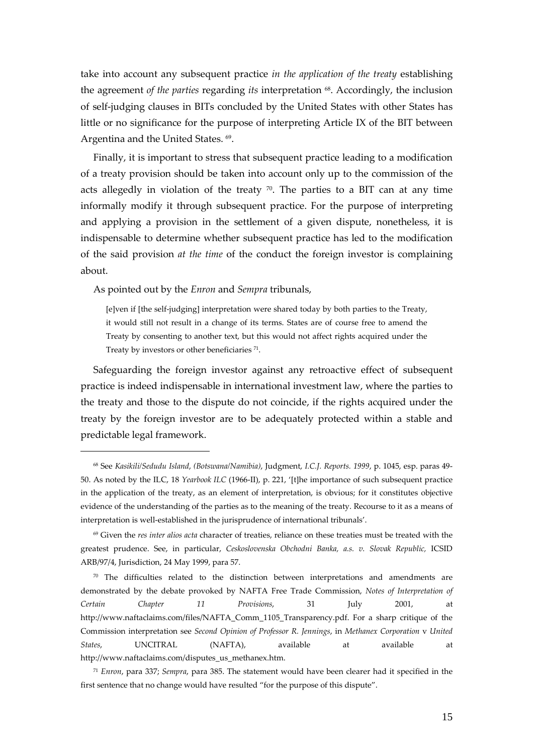take into account any subsequent practice *in the application of the treaty* establishing the agreement *of the parties* regarding *its* interpretation [68]. Accordingly, the inclusion of self-judging clauses in BITs concluded by the United States with other States has little or no significance for the purpose of interpreting Article IX of the BIT between Argentina and the United States. [69].

Finally, it is important to stress that subsequent practice leading to a modification of a treaty provision should be taken into account only up to the commission of the acts allegedly in violation of the treaty [70]. The parties to a BIT can at any time informally modify it through subsequent practice. For the purpose of interpreting and applying a provision in the settlement of a given dispute, nonetheless, it is indispensable to determine whether subsequent practice has led to the modification of the said provision *at the time* of the conduct the foreign investor is complaining about.

As pointed out by the *Enron* and *Sempra* tribunals,

> [e]ven if [the self-judging] interpretation were shared today by both parties to the Treaty, it would still not result in a change of its terms. States are of course free to amend the Treaty by consenting to another text, but this would not affect rights acquired under the Treaty by investors or other beneficiaries [71].

Safeguarding the foreign investor against any retroactive effect of subsequent practice is indeed indispensable in international investment law, where the parties to the treaty and those to the dispute do not coincide, if the rights acquired under the treaty by the foreign investor are to be adequately protected within a stable and predictable legal framework.

---

[68] See *Kasikili/Sedudu Island, (Botswana/Namibia)*, Judgment, *I.C.J. Reports. 1999*, p. 1045, esp. paras 49-50. As noted by the ILC, 18 *Yearbook ILC* (1966-II), p. 221, '[t]he importance of such subsequent practice in the application of the treaty, as an element of interpretation, is obvious; for it constitutes objective evidence of the understanding of the parties as to the meaning of the treaty. Recourse to it as a means of interpretation is well-established in the jurisprudence of international tribunals'.

[69] Given the *res inter alios acta* character of treaties, reliance on these treaties must be treated with the greatest prudence. See, in particular, *Ceskoslovenska Obchodni Banka, a.s. v. Slovak Republic,* ICSID ARB/97/4, Jurisdiction, 24 May 1999, para 57.

[70] The difficulties related to the distinction between interpretations and amendments are demonstrated by the debate provoked by NAFTA Free Trade Commission, *Notes of Interpretation of Certain Chapter 11 Provisions*, 31 July 2001, at http://www.naftaclaims.com/files/NAFTA_Comm_1105_Transparency.pdf. For a sharp critique of the Commission interpretation see *Second Opinion of Professor R. Jennings*, in *Methanex Corporation* v *United States*, UNCITRAL (NAFTA), available at available at http://www.naftaclaims.com/disputes_us_methanex.htm.

[71] *Enron*, para 337; *Sempra*, para 385. The statement would have been clearer had it specified in the first sentence that no change would have resulted "for the purpose of this dispute".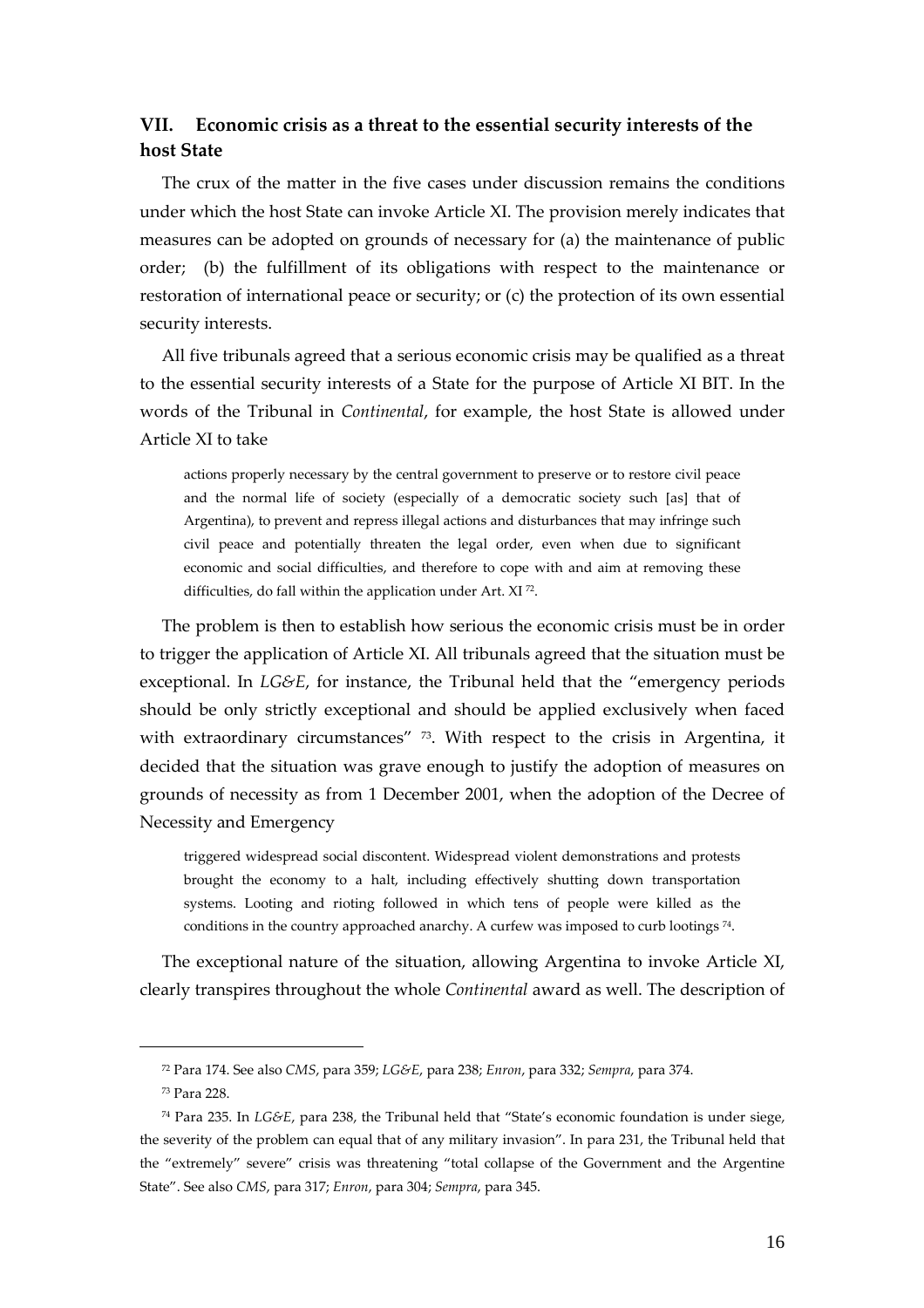## VII. Economic crisis as a threat to the essential security interests of the host State

The crux of the matter in the five cases under discussion remains the conditions under which the host State can invoke Article XI. The provision merely indicates that measures can be adopted on grounds of necessary for (a) the maintenance of public order; (b) the fulfillment of its obligations with respect to the maintenance or restoration of international peace or security; or (c) the protection of its own essential security interests.

All five tribunals agreed that a serious economic crisis may be qualified as a threat to the essential security interests of a State for the purpose of Article XI BIT. In the words of the Tribunal in *Continental*, for example, the host State is allowed under Article XI to take

> actions properly necessary by the central government to preserve or to restore civil peace and the normal life of society (especially of a democratic society such [as] that of Argentina), to prevent and repress illegal actions and disturbances that may infringe such civil peace and potentially threaten the legal order, even when due to significant economic and social difficulties, and therefore to cope with and aim at removing these difficulties, do fall within the application under Art. XI [72].

The problem is then to establish how serious the economic crisis must be in order to trigger the application of Article XI. All tribunals agreed that the situation must be exceptional. In *LG&E*, for instance, the Tribunal held that the "emergency periods should be only strictly exceptional and should be applied exclusively when faced with extraordinary circumstances" [73]. With respect to the crisis in Argentina, it decided that the situation was grave enough to justify the adoption of measures on grounds of necessity as from 1 December 2001, when the adoption of the Decree of Necessity and Emergency

> triggered widespread social discontent. Widespread violent demonstrations and protests brought the economy to a halt, including effectively shutting down transportation systems. Looting and rioting followed in which tens of people were killed as the conditions in the country approached anarchy. A curfew was imposed to curb lootings [74].

The exceptional nature of the situation, allowing Argentina to invoke Article XI, clearly transpires throughout the whole *Continental* award as well. The description of

---

[72] Para 174. See also *CMS*, para 359; *LG&E*, para 238; *Enron*, para 332; *Sempra*, para 374.

[73] Para 228.

[74] Para 235. In *LG&E*, para 238, the Tribunal held that "State's economic foundation is under siege, the severity of the problem can equal that of any military invasion". In para 231, the Tribunal held that the "extremely" severe" crisis was threatening "total collapse of the Government and the Argentine State". See also *CMS*, para 317; *Enron*, para 304; *Sempra*, para 345.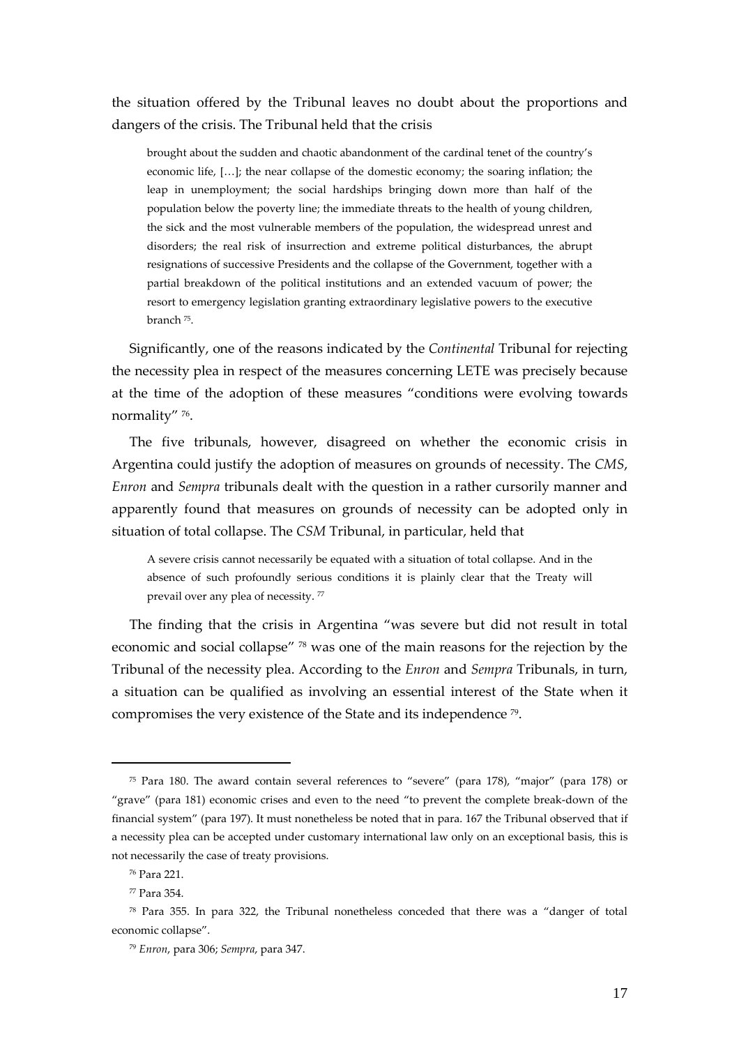the situation offered by the Tribunal leaves no doubt about the proportions and dangers of the crisis. The Tribunal held that the crisis

> brought about the sudden and chaotic abandonment of the cardinal tenet of the country's economic life, […]; the near collapse of the domestic economy; the soaring inflation; the leap in unemployment; the social hardships bringing down more than half of the population below the poverty line; the immediate threats to the health of young children, the sick and the most vulnerable members of the population, the widespread unrest and disorders; the real risk of insurrection and extreme political disturbances, the abrupt resignations of successive Presidents and the collapse of the Government, together with a partial breakdown of the political institutions and an extended vacuum of power; the resort to emergency legislation granting extraordinary legislative powers to the executive branch [75].

Significantly, one of the reasons indicated by the *Continental* Tribunal for rejecting the necessity plea in respect of the measures concerning LETE was precisely because at the time of the adoption of these measures "conditions were evolving towards normality" [76].

The five tribunals, however, disagreed on whether the economic crisis in Argentina could justify the adoption of measures on grounds of necessity. The *CMS*, *Enron* and *Sempra* tribunals dealt with the question in a rather cursorily manner and apparently found that measures on grounds of necessity can be adopted only in situation of total collapse. The *CSM* Tribunal, in particular, held that

> A severe crisis cannot necessarily be equated with a situation of total collapse. And in the absence of such profoundly serious conditions it is plainly clear that the Treaty will prevail over any plea of necessity. [77]

The finding that the crisis in Argentina "was severe but did not result in total economic and social collapse" [78] was one of the main reasons for the rejection by the Tribunal of the necessity plea. According to the *Enron* and *Sempra* Tribunals, in turn, a situation can be qualified as involving an essential interest of the State when it compromises the very existence of the State and its independence [79].

---

[75] Para 180. The award contain several references to "severe" (para 178), "major" (para 178) or "grave" (para 181) economic crises and even to the need "to prevent the complete break-down of the financial system" (para 197). It must nonetheless be noted that in para. 167 the Tribunal observed that if a necessity plea can be accepted under customary international law only on an exceptional basis, this is not necessarily the case of treaty provisions.

[76] Para 221.

[77] Para 354.

[78] Para 355. In para 322, the Tribunal nonetheless conceded that there was a "danger of total economic collapse".

[79] *Enron*, para 306; *Sempra*, para 347.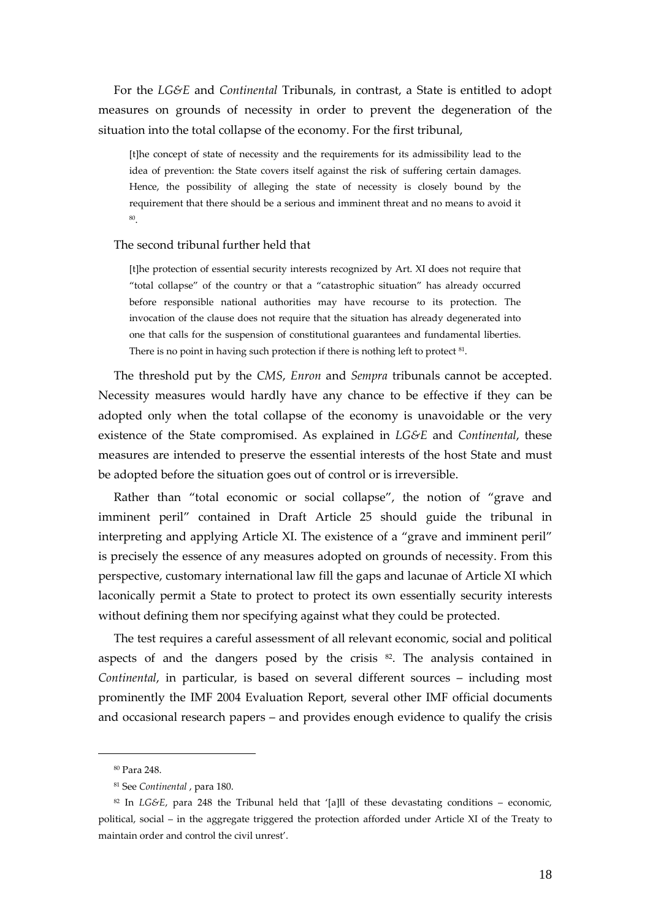For the *LG&E* and *Continental* Tribunals, in contrast, a State is entitled to adopt measures on grounds of necessity in order to prevent the degeneration of the situation into the total collapse of the economy. For the first tribunal,

> [t]he concept of state of necessity and the requirements for its admissibility lead to the idea of prevention: the State covers itself against the risk of suffering certain damages. Hence, the possibility of alleging the state of necessity is closely bound by the requirement that there should be a serious and imminent threat and no means to avoid it [80].

The second tribunal further held that

> [t]he protection of essential security interests recognized by Art. XI does not require that "total collapse" of the country or that a "catastrophic situation" has already occurred before responsible national authorities may have recourse to its protection. The invocation of the clause does not require that the situation has already degenerated into one that calls for the suspension of constitutional guarantees and fundamental liberties. There is no point in having such protection if there is nothing left to protect [81].

The threshold put by the *CMS*, *Enron* and *Sempra* tribunals cannot be accepted. Necessity measures would hardly have any chance to be effective if they can be adopted only when the total collapse of the economy is unavoidable or the very existence of the State compromised. As explained in *LG&E* and *Continental*, these measures are intended to preserve the essential interests of the host State and must be adopted before the situation goes out of control or is irreversible.

Rather than "total economic or social collapse", the notion of "grave and imminent peril" contained in Draft Article 25 should guide the tribunal in interpreting and applying Article XI. The existence of a "grave and imminent peril" is precisely the essence of any measures adopted on grounds of necessity. From this perspective, customary international law fill the gaps and lacunae of Article XI which laconically permit a State to protect to protect its own essentially security interests without defining them nor specifying against what they could be protected.

The test requires a careful assessment of all relevant economic, social and political aspects of and the dangers posed by the crisis [82]. The analysis contained in *Continental*, in particular, is based on several different sources – including most prominently the IMF 2004 Evaluation Report, several other IMF official documents and occasional research papers – and provides enough evidence to qualify the crisis

---

[80] Para 248.

[81] See *Continental* , para 180.

[82] In *LG&E*, para 248 the Tribunal held that '[a]ll of these devastating conditions – economic, political, social – in the aggregate triggered the protection afforded under Article XI of the Treaty to maintain order and control the civil unrest'.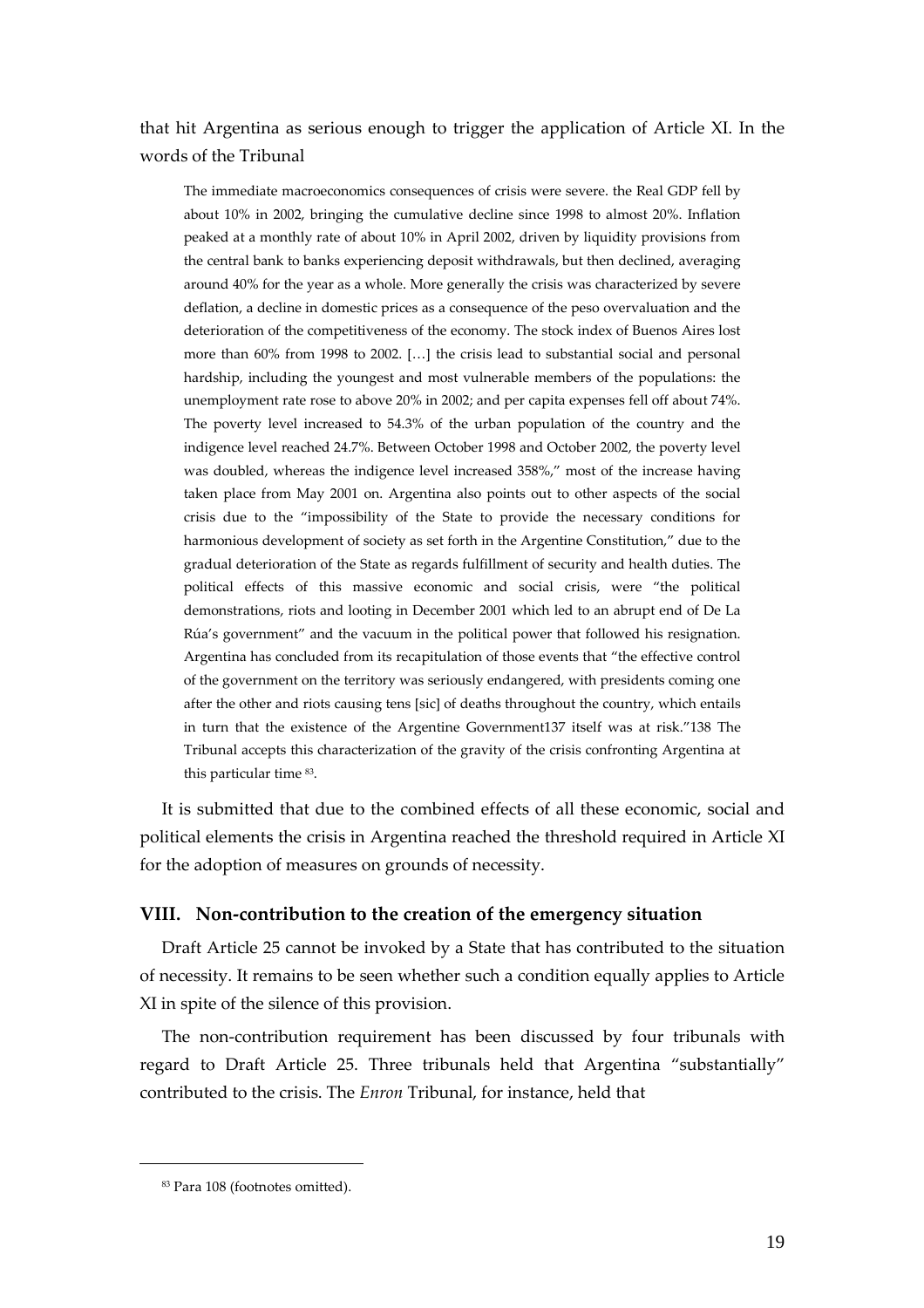that hit Argentina as serious enough to trigger the application of Article XI. In the words of the Tribunal

> The immediate macroeconomics consequences of crisis were severe. the Real GDP fell by about 10% in 2002, bringing the cumulative decline since 1998 to almost 20%. Inflation peaked at a monthly rate of about 10% in April 2002, driven by liquidity provisions from the central bank to banks experiencing deposit withdrawals, but then declined, averaging around 40% for the year as a whole. More generally the crisis was characterized by severe deflation, a decline in domestic prices as a consequence of the peso overvaluation and the deterioration of the competitiveness of the economy. The stock index of Buenos Aires lost more than 60% from 1998 to 2002. […] the crisis lead to substantial social and personal hardship, including the youngest and most vulnerable members of the populations: the unemployment rate rose to above 20% in 2002; and per capita expenses fell off about 74%. The poverty level increased to 54.3% of the urban population of the country and the indigence level reached 24.7%. Between October 1998 and October 2002, the poverty level was doubled, whereas the indigence level increased 358%," most of the increase having taken place from May 2001 on. Argentina also points out to other aspects of the social crisis due to the "impossibility of the State to provide the necessary conditions for harmonious development of society as set forth in the Argentine Constitution," due to the gradual deterioration of the State as regards fulfillment of security and health duties. The political effects of this massive economic and social crisis, were "the political demonstrations, riots and looting in December 2001 which led to an abrupt end of De La Rúa's government" and the vacuum in the political power that followed his resignation. Argentina has concluded from its recapitulation of those events that "the effective control of the government on the territory was seriously endangered, with presidents coming one after the other and riots causing tens [sic] of deaths throughout the country, which entails in turn that the existence of the Argentine Government137 itself was at risk."138 The Tribunal accepts this characterization of the gravity of the crisis confronting Argentina at this particular time [83].

It is submitted that due to the combined effects of all these economic, social and political elements the crisis in Argentina reached the threshold required in Article XI for the adoption of measures on grounds of necessity.

## VIII. Non-contribution to the creation of the emergency situation

Draft Article 25 cannot be invoked by a State that has contributed to the situation of necessity. It remains to be seen whether such a condition equally applies to Article XI in spite of the silence of this provision.

The non-contribution requirement has been discussed by four tribunals with regard to Draft Article 25. Three tribunals held that Argentina "substantially" contributed to the crisis. The *Enron* Tribunal, for instance, held that

[83] Para 108 (footnotes omitted).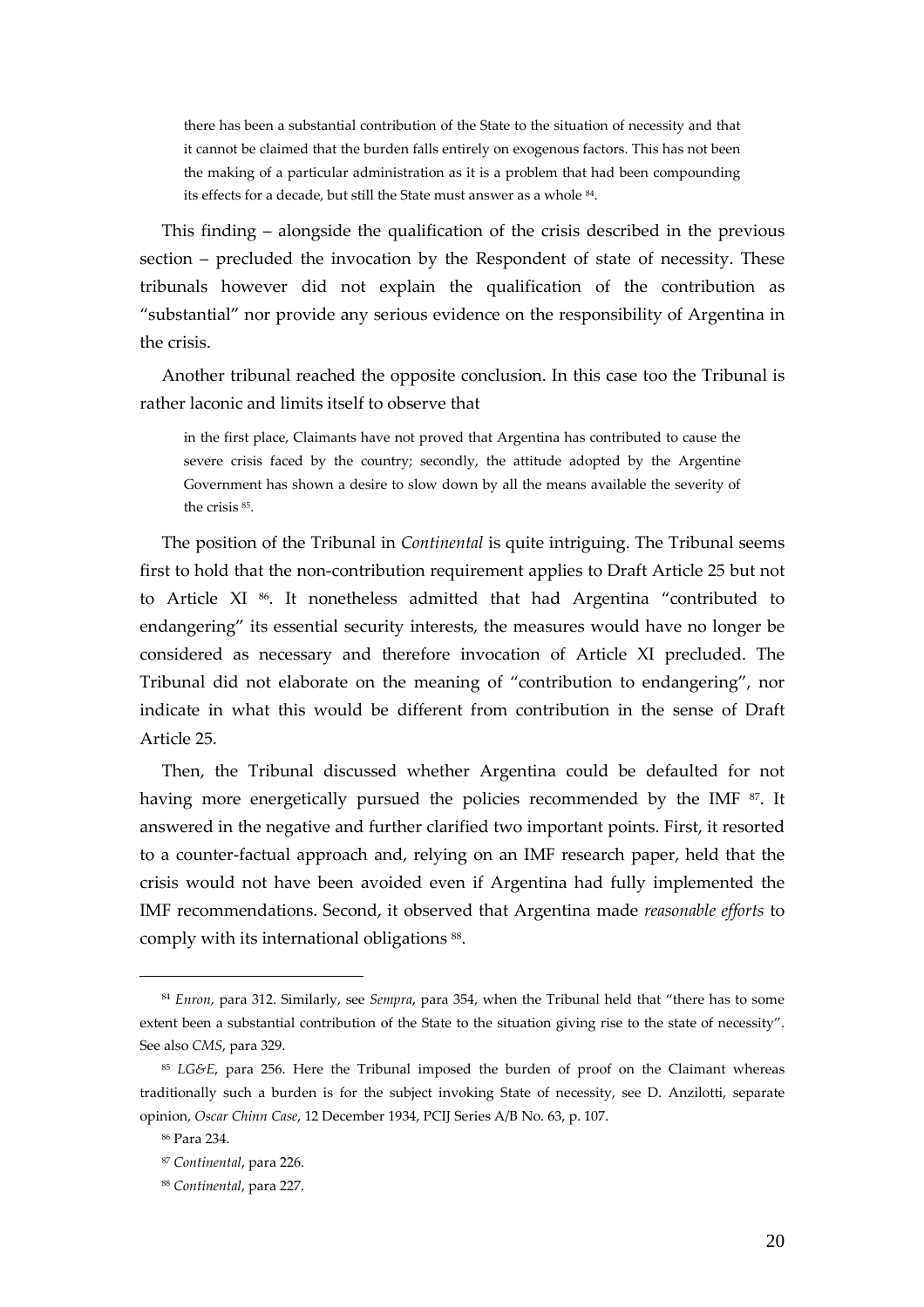> there has been a substantial contribution of the State to the situation of necessity and that it cannot be claimed that the burden falls entirely on exogenous factors. This has not been the making of a particular administration as it is a problem that had been compounding its effects for a decade, but still the State must answer as a whole [84].

This finding – alongside the qualification of the crisis described in the previous section – precluded the invocation by the Respondent of state of necessity. These tribunals however did not explain the qualification of the contribution as "substantial" nor provide any serious evidence on the responsibility of Argentina in the crisis.

Another tribunal reached the opposite conclusion. In this case too the Tribunal is rather laconic and limits itself to observe that

> in the first place, Claimants have not proved that Argentina has contributed to cause the severe crisis faced by the country; secondly, the attitude adopted by the Argentine Government has shown a desire to slow down by all the means available the severity of the crisis [85].

The position of the Tribunal in *Continental* is quite intriguing. The Tribunal seems first to hold that the non-contribution requirement applies to Draft Article 25 but not to Article XI [86]. It nonetheless admitted that had Argentina "contributed to endangering" its essential security interests, the measures would have no longer be considered as necessary and therefore invocation of Article XI precluded. The Tribunal did not elaborate on the meaning of "contribution to endangering", nor indicate in what this would be different from contribution in the sense of Draft Article 25.

Then, the Tribunal discussed whether Argentina could be defaulted for not having more energetically pursued the policies recommended by the IMF [87]. It answered in the negative and further clarified two important points. First, it resorted to a counter-factual approach and, relying on an IMF research paper, held that the crisis would not have been avoided even if Argentina had fully implemented the IMF recommendations. Second, it observed that Argentina made *reasonable efforts* to comply with its international obligations [88].

---

[84] *Enron*, para 312. Similarly, see *Sempra*, para 354, when the Tribunal held that "there has to some extent been a substantial contribution of the State to the situation giving rise to the state of necessity". See also *CMS*, para 329.

[85] *LG&E*, para 256. Here the Tribunal imposed the burden of proof on the Claimant whereas traditionally such a burden is for the subject invoking State of necessity, see D. Anzilotti, separate opinion, *Oscar Chinn Case*, 12 December 1934, PCIJ Series A/B No. 63, p. 107.

[86] Para 234.

[87] *Continental*, para 226.

[88] *Continental*, para 227.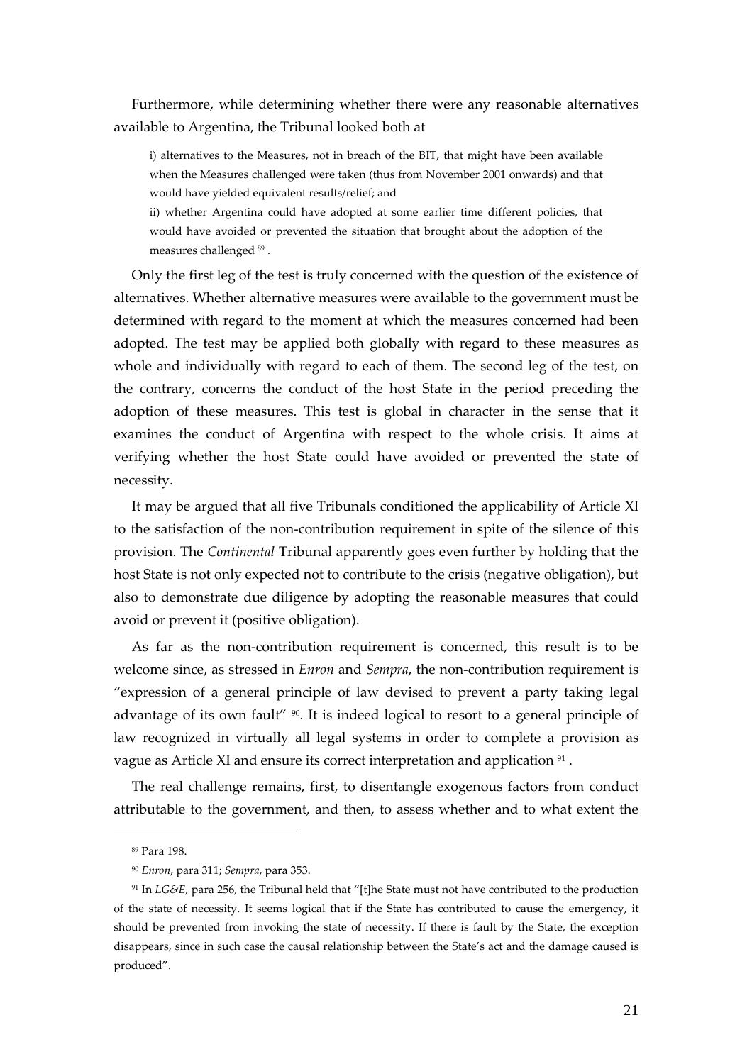Furthermore, while determining whether there were any reasonable alternatives available to Argentina, the Tribunal looked both at

> i) alternatives to the Measures, not in breach of the BIT, that might have been available when the Measures challenged were taken (thus from November 2001 onwards) and that would have yielded equivalent results/relief; and
>
> ii) whether Argentina could have adopted at some earlier time different policies, that would have avoided or prevented the situation that brought about the adoption of the measures challenged [89] .

Only the first leg of the test is truly concerned with the question of the existence of alternatives. Whether alternative measures were available to the government must be determined with regard to the moment at which the measures concerned had been adopted. The test may be applied both globally with regard to these measures as whole and individually with regard to each of them. The second leg of the test, on the contrary, concerns the conduct of the host State in the period preceding the adoption of these measures. This test is global in character in the sense that it examines the conduct of Argentina with respect to the whole crisis. It aims at verifying whether the host State could have avoided or prevented the state of necessity.

It may be argued that all five Tribunals conditioned the applicability of Article XI to the satisfaction of the non-contribution requirement in spite of the silence of this provision. The *Continental* Tribunal apparently goes even further by holding that the host State is not only expected not to contribute to the crisis (negative obligation), but also to demonstrate due diligence by adopting the reasonable measures that could avoid or prevent it (positive obligation).

As far as the non-contribution requirement is concerned, this result is to be welcome since, as stressed in *Enron* and *Sempra*, the non-contribution requirement is "expression of a general principle of law devised to prevent a party taking legal advantage of its own fault" [90]. It is indeed logical to resort to a general principle of law recognized in virtually all legal systems in order to complete a provision as vague as Article XI and ensure its correct interpretation and application [91] .

The real challenge remains, first, to disentangle exogenous factors from conduct attributable to the government, and then, to assess whether and to what extent the

---

[89] Para 198.

[90] *Enron*, para 311; *Sempra*, para 353.

[91] In *LG&E*, para 256, the Tribunal held that "[t]he State must not have contributed to the production of the state of necessity. It seems logical that if the State has contributed to cause the emergency, it should be prevented from invoking the state of necessity. If there is fault by the State, the exception disappears, since in such case the causal relationship between the State's act and the damage caused is produced".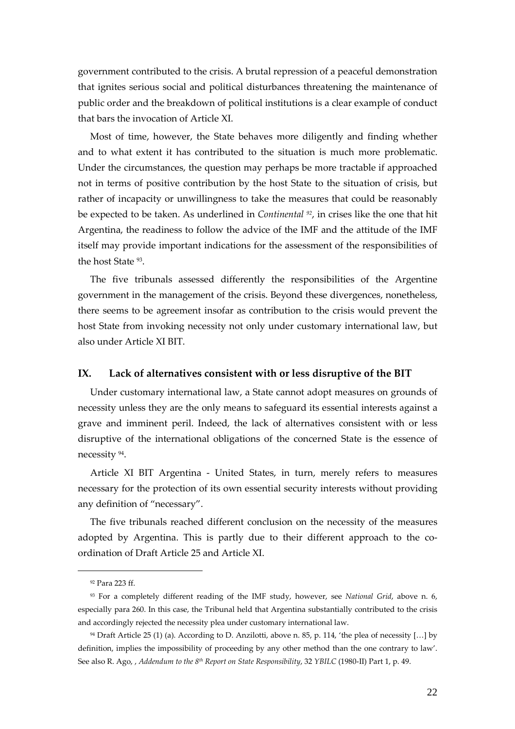government contributed to the crisis. A brutal repression of a peaceful demonstration that ignites serious social and political disturbances threatening the maintenance of public order and the breakdown of political institutions is a clear example of conduct that bars the invocation of Article XI.

Most of time, however, the State behaves more diligently and finding whether and to what extent it has contributed to the situation is much more problematic. Under the circumstances, the question may perhaps be more tractable if approached not in terms of positive contribution by the host State to the situation of crisis, but rather of incapacity or unwillingness to take the measures that could be reasonably be expected to be taken. As underlined in *Continental* [92], in crises like the one that hit Argentina, the readiness to follow the advice of the IMF and the attitude of the IMF itself may provide important indications for the assessment of the responsibilities of the host State [93].

The five tribunals assessed differently the responsibilities of the Argentine government in the management of the crisis. Beyond these divergences, nonetheless, there seems to be agreement insofar as contribution to the crisis would prevent the host State from invoking necessity not only under customary international law, but also under Article XI BIT.

## IX. Lack of alternatives consistent with or less disruptive of the BIT

Under customary international law, a State cannot adopt measures on grounds of necessity unless they are the only means to safeguard its essential interests against a grave and imminent peril. Indeed, the lack of alternatives consistent with or less disruptive of the international obligations of the concerned State is the essence of necessity [94].

Article XI BIT Argentina - United States, in turn, merely refers to measures necessary for the protection of its own essential security interests without providing any definition of "necessary".

The five tribunals reached different conclusion on the necessity of the measures adopted by Argentina. This is partly due to their different approach to the co-ordination of Draft Article 25 and Article XI.

---

[92] Para 223 ff.

[93] For a completely different reading of the IMF study, however, see *National Grid*, above n. 6, especially para 260. In this case, the Tribunal held that Argentina substantially contributed to the crisis and accordingly rejected the necessity plea under customary international law.

[94] Draft Article 25 (1) (a). According to D. Anzilotti, above n. 85, p. 114, 'the plea of necessity […] by definition, implies the impossibility of proceeding by any other method than the one contrary to law'. See also R. Ago, , *Addendum to the 8th Report on State Responsibility*, 32 *YBILC* (1980-II) Part 1, p. 49.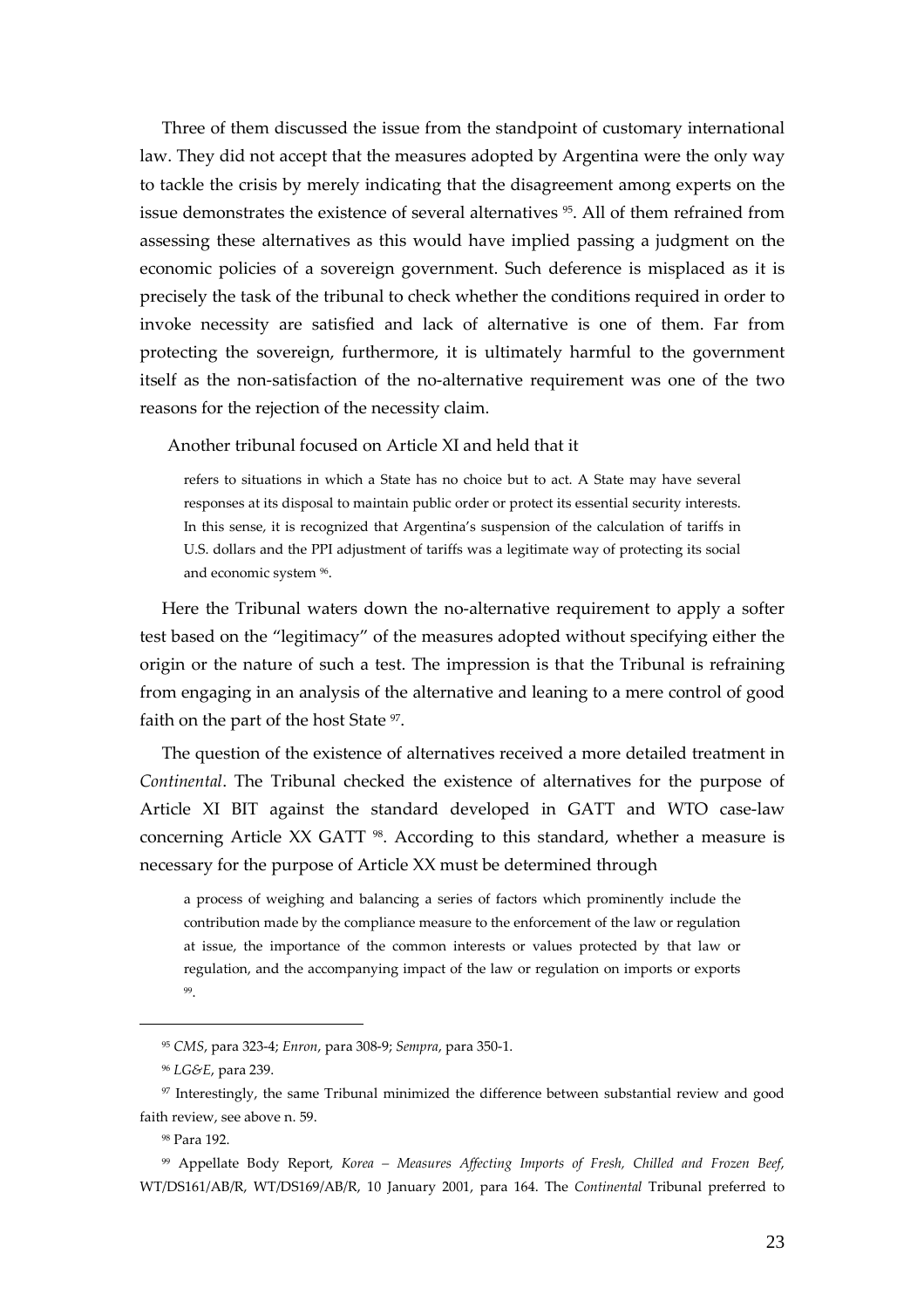Three of them discussed the issue from the standpoint of customary international law. They did not accept that the measures adopted by Argentina were the only way to tackle the crisis by merely indicating that the disagreement among experts on the issue demonstrates the existence of several alternatives [95]. All of them refrained from assessing these alternatives as this would have implied passing a judgment on the economic policies of a sovereign government. Such deference is misplaced as it is precisely the task of the tribunal to check whether the conditions required in order to invoke necessity are satisfied and lack of alternative is one of them. Far from protecting the sovereign, furthermore, it is ultimately harmful to the government itself as the non-satisfaction of the no-alternative requirement was one of the two reasons for the rejection of the necessity claim.

Another tribunal focused on Article XI and held that it

> refers to situations in which a State has no choice but to act. A State may have several responses at its disposal to maintain public order or protect its essential security interests. In this sense, it is recognized that Argentina's suspension of the calculation of tariffs in U.S. dollars and the PPI adjustment of tariffs was a legitimate way of protecting its social and economic system [96].

Here the Tribunal waters down the no-alternative requirement to apply a softer test based on the "legitimacy" of the measures adopted without specifying either the origin or the nature of such a test. The impression is that the Tribunal is refraining from engaging in an analysis of the alternative and leaning to a mere control of good faith on the part of the host State [97].

The question of the existence of alternatives received a more detailed treatment in *Continental*. The Tribunal checked the existence of alternatives for the purpose of Article XI BIT against the standard developed in GATT and WTO case-law concerning Article XX GATT [98]. According to this standard, whether a measure is necessary for the purpose of Article XX must be determined through

> a process of weighing and balancing a series of factors which prominently include the contribution made by the compliance measure to the enforcement of the law or regulation at issue, the importance of the common interests or values protected by that law or regulation, and the accompanying impact of the law or regulation on imports or exports [99].

---

[95] *CMS*, para 323-4; *Enron*, para 308-9; *Sempra*, para 350-1.

[96] *LG&E*, para 239.

[97] Interestingly, the same Tribunal minimized the difference between substantial review and good faith review, see above n. 59.

[98] Para 192.

[99] Appellate Body Report, *Korea – Measures Affecting Imports of Fresh, Chilled and Frozen Beef*, WT/DS161/AB/R, WT/DS169/AB/R, 10 January 2001, para 164. The *Continental* Tribunal preferred to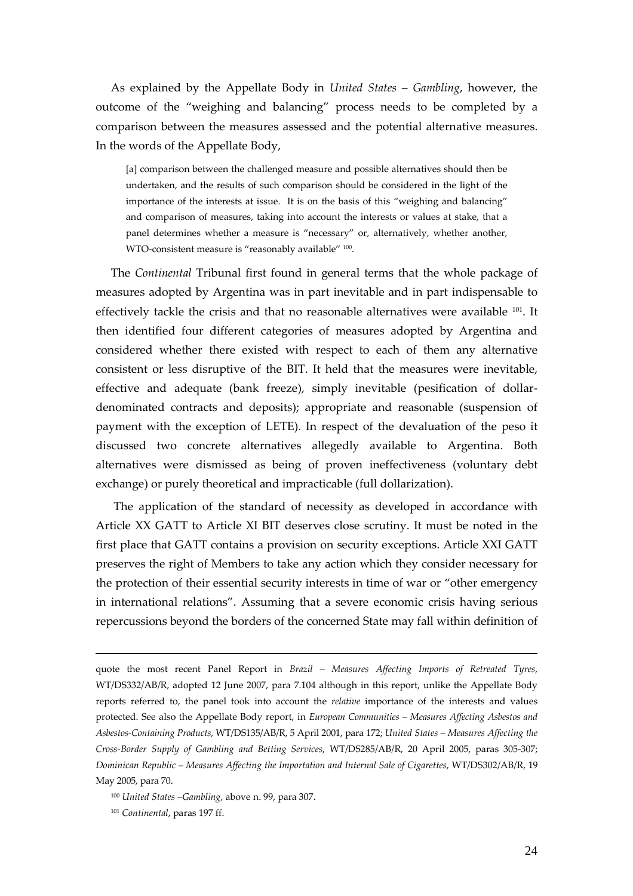As explained by the Appellate Body in *United States – Gambling*, however, the outcome of the "weighing and balancing" process needs to be completed by a comparison between the measures assessed and the potential alternative measures. In the words of the Appellate Body,

> [a] comparison between the challenged measure and possible alternatives should then be undertaken, and the results of such comparison should be considered in the light of the importance of the interests at issue. It is on the basis of this "weighing and balancing" and comparison of measures, taking into account the interests or values at stake, that a panel determines whether a measure is "necessary" or, alternatively, whether another, WTO-consistent measure is "reasonably available" [100].

The *Continental* Tribunal first found in general terms that the whole package of measures adopted by Argentina was in part inevitable and in part indispensable to effectively tackle the crisis and that no reasonable alternatives were available [101]. It then identified four different categories of measures adopted by Argentina and considered whether there existed with respect to each of them any alternative consistent or less disruptive of the BIT. It held that the measures were inevitable, effective and adequate (bank freeze), simply inevitable (pesification of dollar-denominated contracts and deposits); appropriate and reasonable (suspension of payment with the exception of LETE). In respect of the devaluation of the peso it discussed two concrete alternatives allegedly available to Argentina. Both alternatives were dismissed as being of proven ineffectiveness (voluntary debt exchange) or purely theoretical and impracticable (full dollarization).

The application of the standard of necessity as developed in accordance with Article XX GATT to Article XI BIT deserves close scrutiny. It must be noted in the first place that GATT contains a provision on security exceptions. Article XXI GATT preserves the right of Members to take any action which they consider necessary for the protection of their essential security interests in time of war or "other emergency in international relations". Assuming that a severe economic crisis having serious repercussions beyond the borders of the concerned State may fall within definition of

---

quote the most recent Panel Report in *Brazil – Measures Affecting Imports of Retreated Tyres*, WT/DS332/AB/R, adopted 12 June 2007, para 7.104 although in this report, unlike the Appellate Body reports referred to, the panel took into account the *relative* importance of the interests and values protected. See also the Appellate Body report, in *European Communities – Measures Affecting Asbestos and Asbestos-Containing Products*, WT/DS135/AB/R, 5 April 2001, para 172; *United States – Measures Affecting the Cross-Border Supply of Gambling and Betting Services*, WT/DS285/AB/R, 20 April 2005, paras 305-307; *Dominican Republic – Measures Affecting the Importation and Internal Sale of Cigarettes*, WT/DS302/AB/R, 19 May 2005, para 70.

[100] *United States –Gambling*, above n. 99, para 307.

[101] *Continental*, paras 197 ff.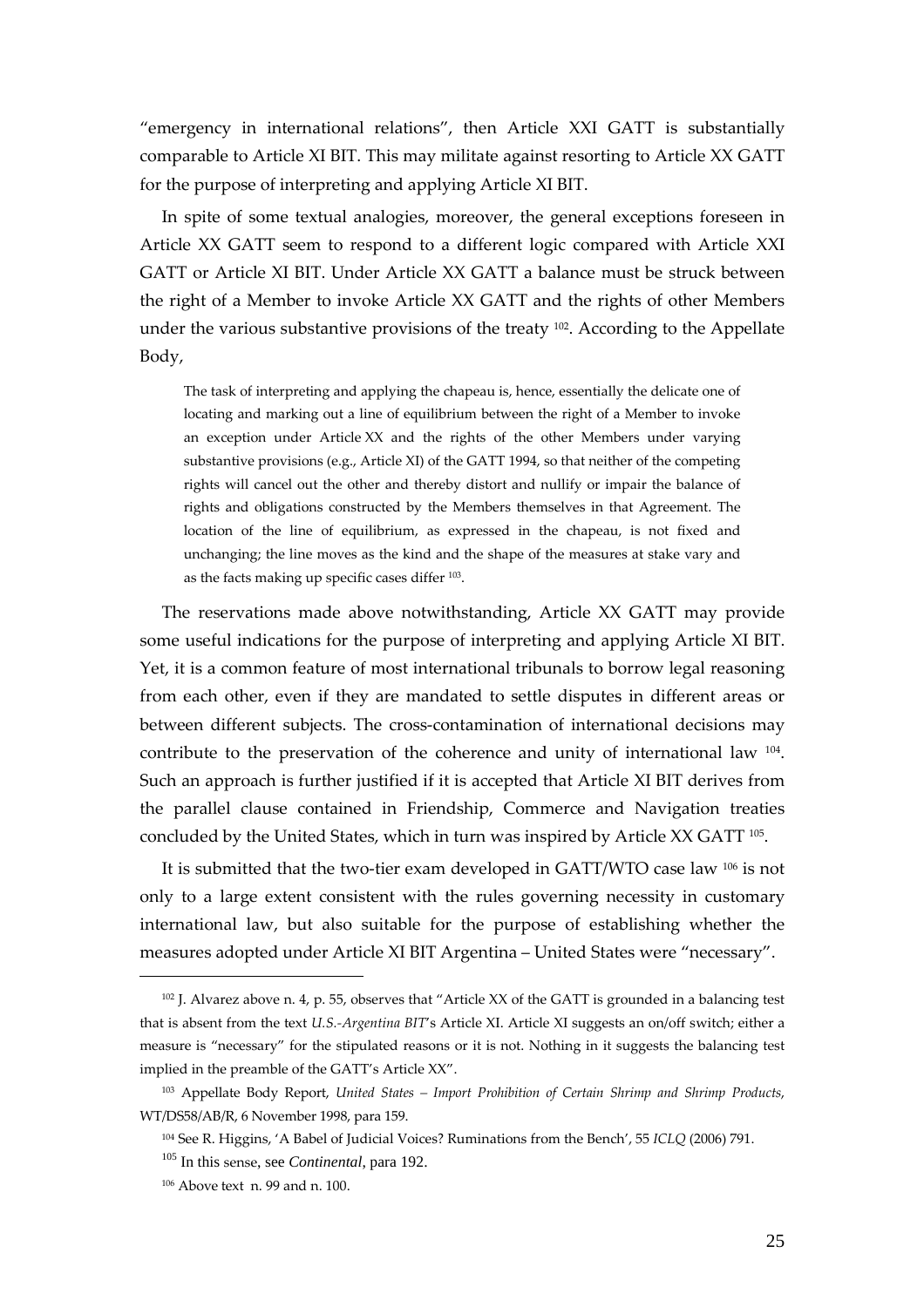"emergency in international relations", then Article XXI GATT is substantially comparable to Article XI BIT. This may militate against resorting to Article XX GATT for the purpose of interpreting and applying Article XI BIT.

In spite of some textual analogies, moreover, the general exceptions foreseen in Article XX GATT seem to respond to a different logic compared with Article XXI GATT or Article XI BIT. Under Article XX GATT a balance must be struck between the right of a Member to invoke Article XX GATT and the rights of other Members under the various substantive provisions of the treaty [102]. According to the Appellate Body,

> The task of interpreting and applying the chapeau is, hence, essentially the delicate one of locating and marking out a line of equilibrium between the right of a Member to invoke an exception under Article XX and the rights of the other Members under varying substantive provisions (e.g., Article XI) of the GATT 1994, so that neither of the competing rights will cancel out the other and thereby distort and nullify or impair the balance of rights and obligations constructed by the Members themselves in that Agreement. The location of the line of equilibrium, as expressed in the chapeau, is not fixed and unchanging; the line moves as the kind and the shape of the measures at stake vary and as the facts making up specific cases differ [103].

The reservations made above notwithstanding, Article XX GATT may provide some useful indications for the purpose of interpreting and applying Article XI BIT. Yet, it is a common feature of most international tribunals to borrow legal reasoning from each other, even if they are mandated to settle disputes in different areas or between different subjects. The cross-contamination of international decisions may contribute to the preservation of the coherence and unity of international law [104]. Such an approach is further justified if it is accepted that Article XI BIT derives from the parallel clause contained in Friendship, Commerce and Navigation treaties concluded by the United States, which in turn was inspired by Article XX GATT [105].

It is submitted that the two-tier exam developed in GATT/WTO case law [106] is not only to a large extent consistent with the rules governing necessity in customary international law, but also suitable for the purpose of establishing whether the measures adopted under Article XI BIT Argentina – United States were "necessary".

---

[102] J. Alvarez above n. 4, p. 55, observes that "Article XX of the GATT is grounded in a balancing test that is absent from the text *U.S.-Argentina BIT*'s Article XI. Article XI suggests an on/off switch; either a measure is "necessary" for the stipulated reasons or it is not. Nothing in it suggests the balancing test implied in the preamble of the GATT's Article XX".

[103] Appellate Body Report, *United States – Import Prohibition of Certain Shrimp and Shrimp Products*, WT/DS58/AB/R, 6 November 1998, para 159.

[104] See R. Higgins, 'A Babel of Judicial Voices? Ruminations from the Bench', 55 *ICLQ* (2006) 791.

[105] In this sense, see *Continental*, para 192.

[106] Above text n. 99 and n. 100.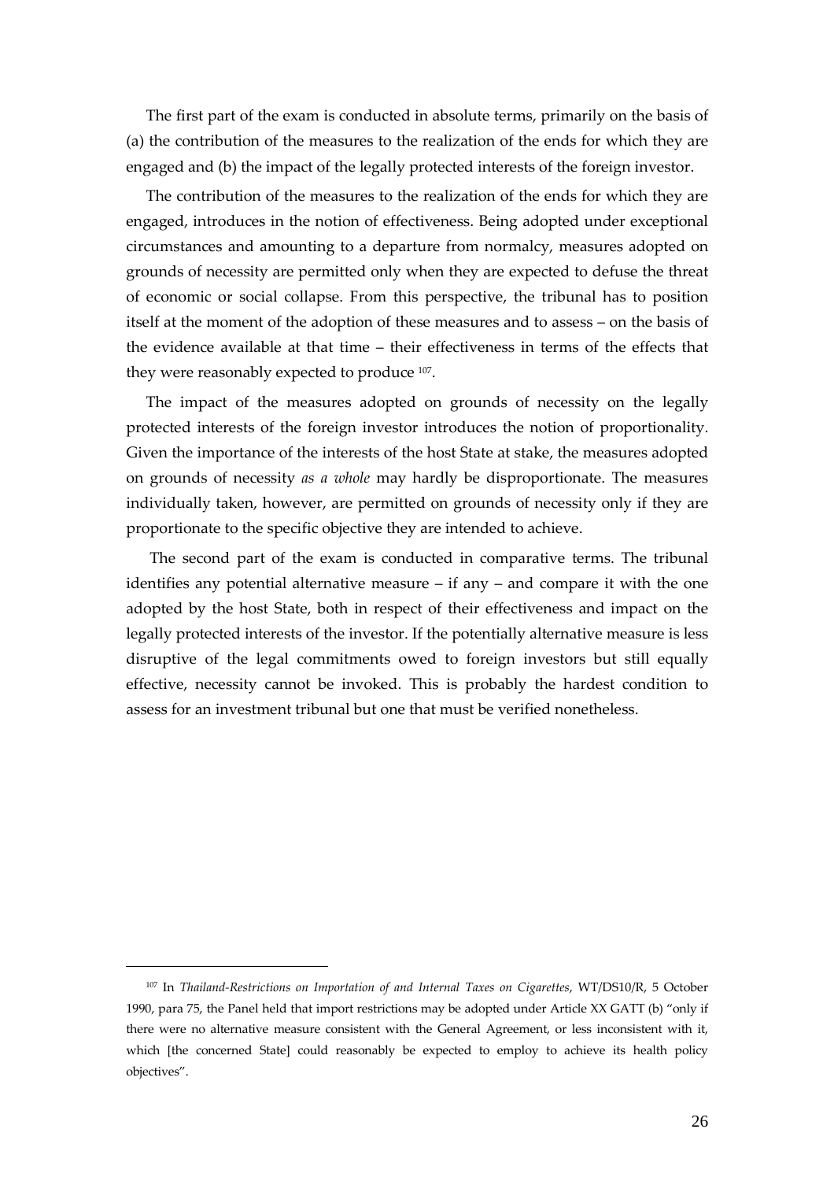The first part of the exam is conducted in absolute terms, primarily on the basis of (a) the contribution of the measures to the realization of the ends for which they are engaged and (b) the impact of the legally protected interests of the foreign investor.

The contribution of the measures to the realization of the ends for which they are engaged, introduces in the notion of effectiveness. Being adopted under exceptional circumstances and amounting to a departure from normalcy, measures adopted on grounds of necessity are permitted only when they are expected to defuse the threat of economic or social collapse. From this perspective, the tribunal has to position itself at the moment of the adoption of these measures and to assess – on the basis of the evidence available at that time – their effectiveness in terms of the effects that they were reasonably expected to produce [107].

The impact of the measures adopted on grounds of necessity on the legally protected interests of the foreign investor introduces the notion of proportionality. Given the importance of the interests of the host State at stake, the measures adopted on grounds of necessity *as a whole* may hardly be disproportionate. The measures individually taken, however, are permitted on grounds of necessity only if they are proportionate to the specific objective they are intended to achieve.

The second part of the exam is conducted in comparative terms. The tribunal identifies any potential alternative measure – if any – and compare it with the one adopted by the host State, both in respect of their effectiveness and impact on the legally protected interests of the investor. If the potentially alternative measure is less disruptive of the legal commitments owed to foreign investors but still equally effective, necessity cannot be invoked. This is probably the hardest condition to assess for an investment tribunal but one that must be verified nonetheless.

---

[107] In *Thailand-Restrictions on Importation of and Internal Taxes on Cigarettes*, WT/DS10/R, 5 October 1990, para 75, the Panel held that import restrictions may be adopted under Article XX GATT (b) "only if there were no alternative measure consistent with the General Agreement, or less inconsistent with it, which [the concerned State] could reasonably be expected to employ to achieve its health policy objectives".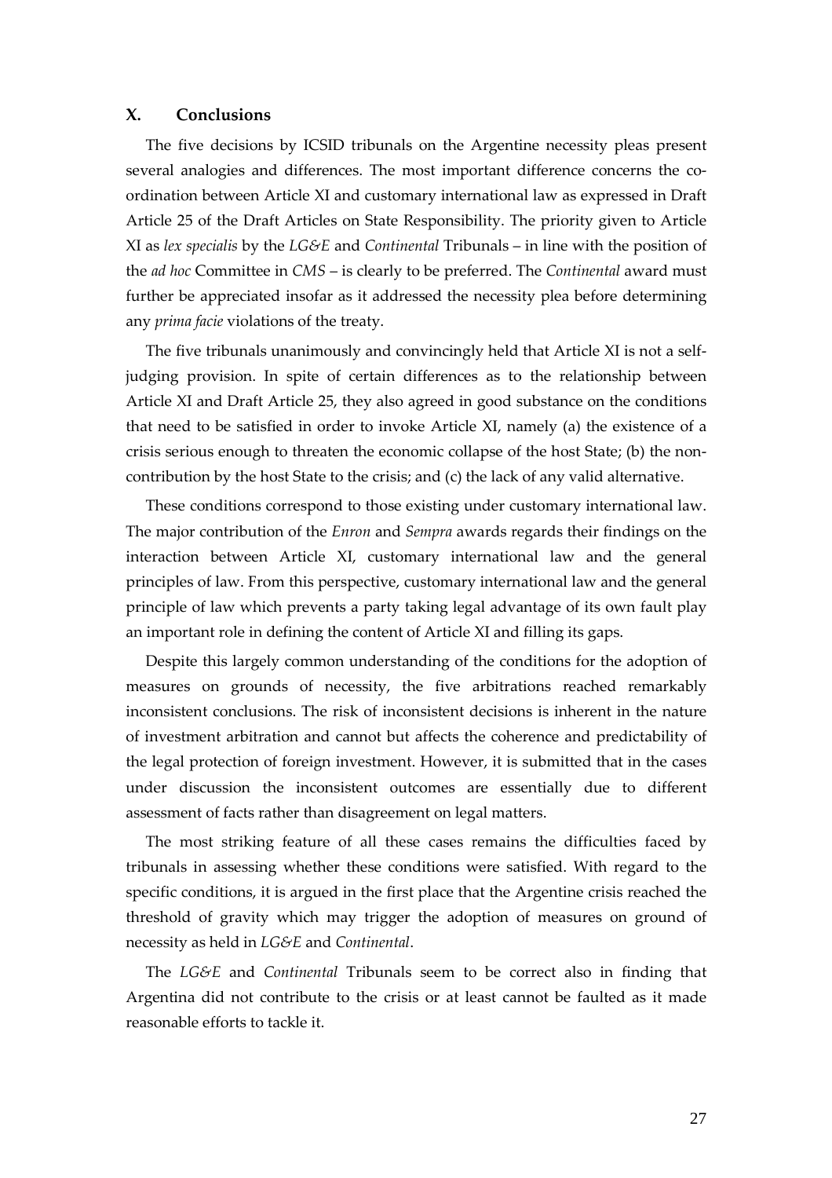## X. Conclusions

The five decisions by ICSID tribunals on the Argentine necessity pleas present several analogies and differences. The most important difference concerns the co-ordination between Article XI and customary international law as expressed in Draft Article 25 of the Draft Articles on State Responsibility. The priority given to Article XI as *lex specialis* by the *LG&E* and *Continental* Tribunals – in line with the position of the *ad hoc* Committee in *CMS* – is clearly to be preferred. The *Continental* award must further be appreciated insofar as it addressed the necessity plea before determining any *prima facie* violations of the treaty.

The five tribunals unanimously and convincingly held that Article XI is not a self-judging provision. In spite of certain differences as to the relationship between Article XI and Draft Article 25, they also agreed in good substance on the conditions that need to be satisfied in order to invoke Article XI, namely (a) the existence of a crisis serious enough to threaten the economic collapse of the host State; (b) the non-contribution by the host State to the crisis; and (c) the lack of any valid alternative.

These conditions correspond to those existing under customary international law. The major contribution of the *Enron* and *Sempra* awards regards their findings on the interaction between Article XI, customary international law and the general principles of law. From this perspective, customary international law and the general principle of law which prevents a party taking legal advantage of its own fault play an important role in defining the content of Article XI and filling its gaps.

Despite this largely common understanding of the conditions for the adoption of measures on grounds of necessity, the five arbitrations reached remarkably inconsistent conclusions. The risk of inconsistent decisions is inherent in the nature of investment arbitration and cannot but affects the coherence and predictability of the legal protection of foreign investment. However, it is submitted that in the cases under discussion the inconsistent outcomes are essentially due to different assessment of facts rather than disagreement on legal matters.

The most striking feature of all these cases remains the difficulties faced by tribunals in assessing whether these conditions were satisfied. With regard to the specific conditions, it is argued in the first place that the Argentine crisis reached the threshold of gravity which may trigger the adoption of measures on ground of necessity as held in *LG&E* and *Continental*.

The *LG&E* and *Continental* Tribunals seem to be correct also in finding that Argentina did not contribute to the crisis or at least cannot be faulted as it made reasonable efforts to tackle it.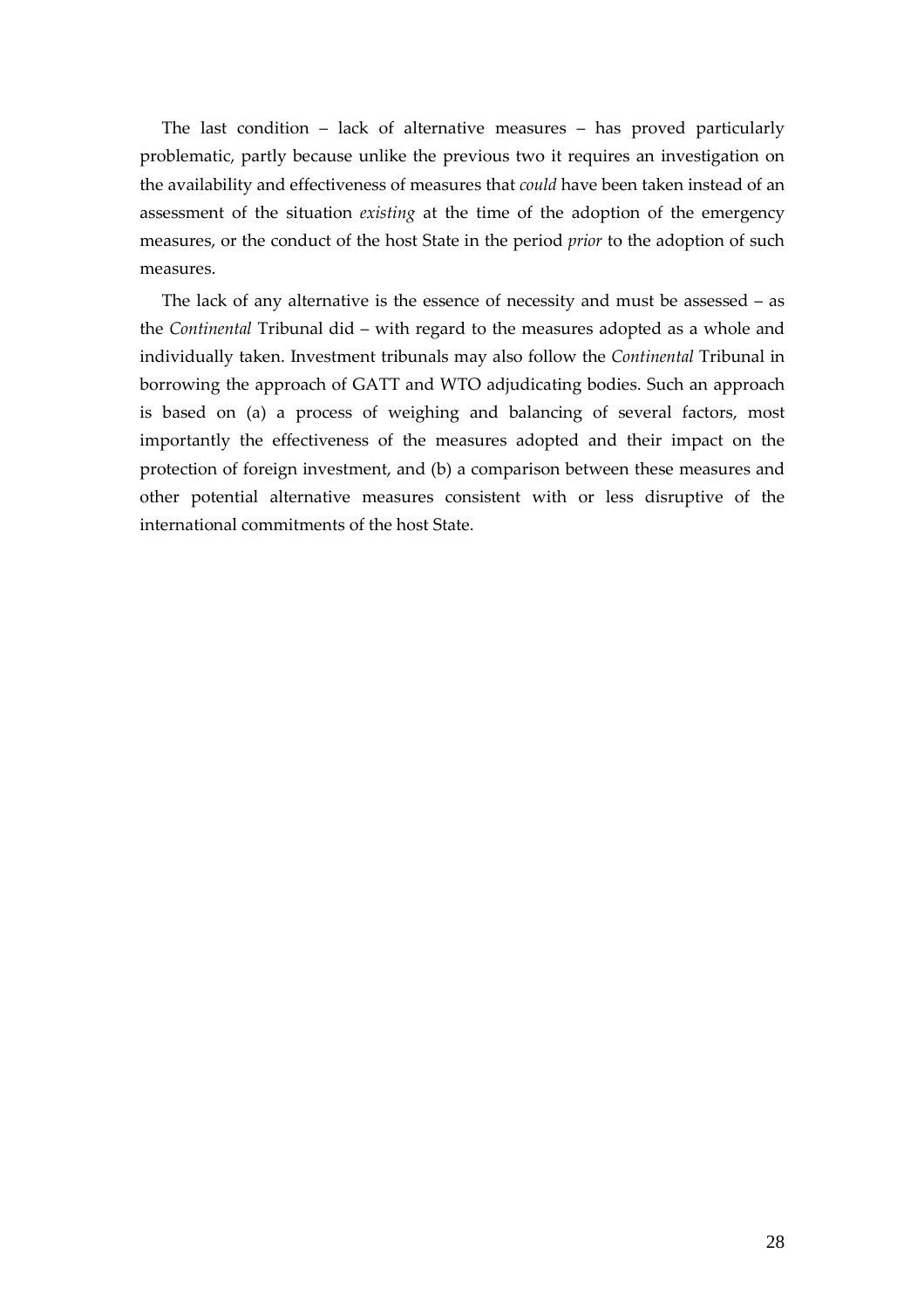The last condition – lack of alternative measures – has proved particularly problematic, partly because unlike the previous two it requires an investigation on the availability and effectiveness of measures that *could* have been taken instead of an assessment of the situation *existing* at the time of the adoption of the emergency measures, or the conduct of the host State in the period *prior* to the adoption of such measures.

The lack of any alternative is the essence of necessity and must be assessed – as the *Continental* Tribunal did – with regard to the measures adopted as a whole and individually taken. Investment tribunals may also follow the *Continental* Tribunal in borrowing the approach of GATT and WTO adjudicating bodies. Such an approach is based on (a) a process of weighing and balancing of several factors, most importantly the effectiveness of the measures adopted and their impact on the protection of foreign investment, and (b) a comparison between these measures and other potential alternative measures consistent with or less disruptive of the international commitments of the host State.